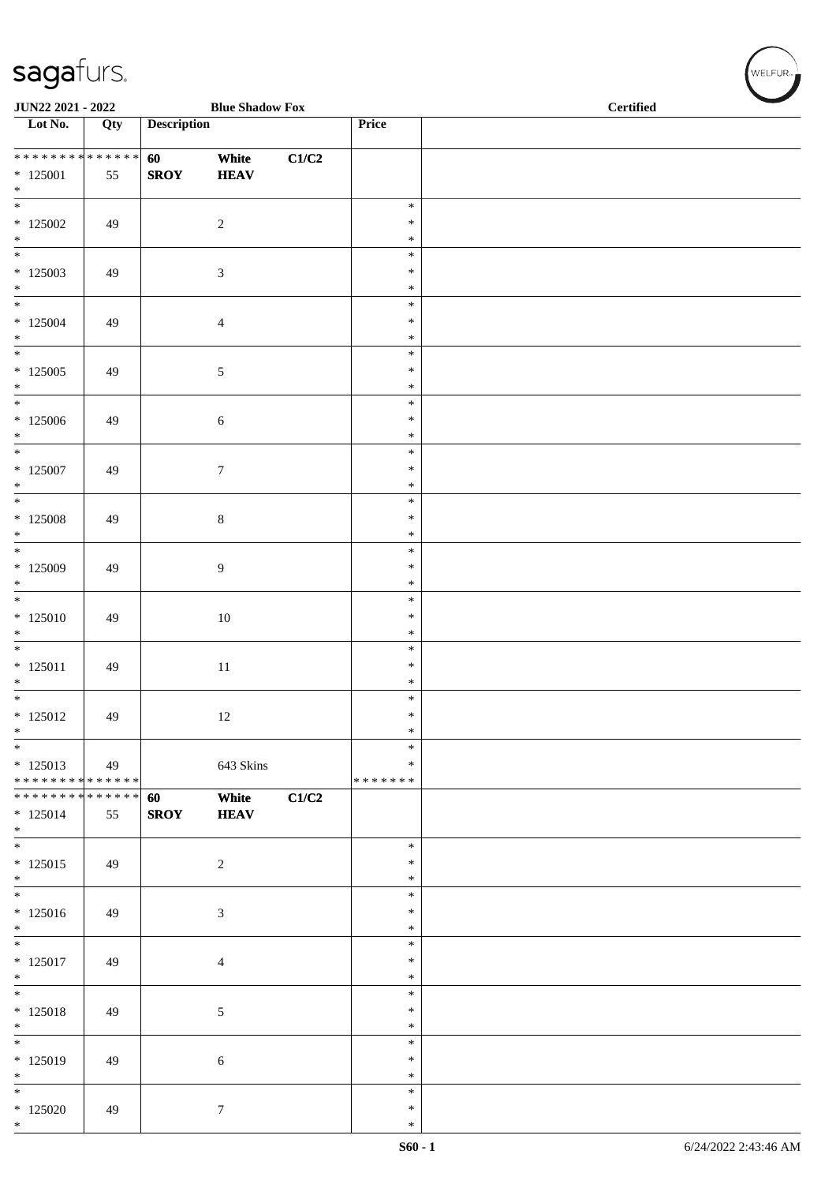# sagafurs.

JUN22 2021 - 2022 — Blue Shadow Fox — Certified

| Lot No. | Qty | Description | | | Price | |
|---|---|---|---|---|---|---|
| * * * * * * * * * * * * * * | | 60 | White | C1/C2 | | |
| * 125001 | 55 | SROY | HEAV | | | |
| * | | | | | | |
| * 125002 | 49 | | 2 | | * | |
| * 125003 | 49 | | 3 | | * | |
| * 125004 | 49 | | 4 | | * | |
| * 125005 | 49 | | 5 | | * | |
| * 125006 | 49 | | 6 | | * | |
| * 125007 | 49 | | 7 | | * | |
| * 125008 | 49 | | 8 | | * | |
| * 125009 | 49 | | 9 | | * | |
| * 125010 | 49 | | 10 | | * | |
| * 125011 | 49 | | 11 | | * | |
| * 125012 | 49 | | 12 | | * | |
| * 125013 | 49 | | 643 Skins | | * | |
| * * * * * * * * * * * * * * | | | | | * * * * * * * | |
| * * * * * * * * * * * * * * | | 60 | White | C1/C2 | | |
| * 125014 | 55 | SROY | HEAV | | | |
| * | | | | | | |
| * 125015 | 49 | | 2 | | * | |
| * 125016 | 49 | | 3 | | * | |
| * 125017 | 49 | | 4 | | * | |
| * 125018 | 49 | | 5 | | * | |
| * 125019 | 49 | | 6 | | * | |
| * 125020 | 49 | | 7 | | * | |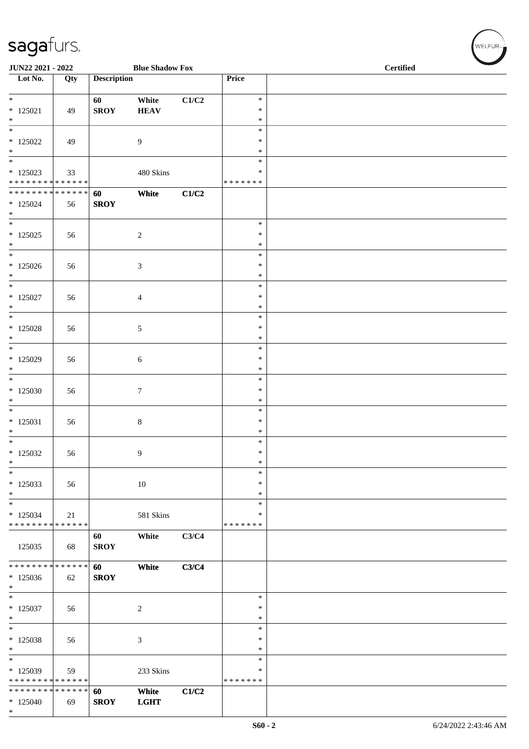sagafurs.

JUN22 2021 - 2022 | Blue Shadow Fox | Certified

| Lot No. | Qty | Description | | | Price | |
|---|---|---|---|---|---|---|
| * | | 60 | White | C1/C2 | * | |
| * 125021 | 49 | SROY | HEAV | | * | |
| * | | | | | * | |
| * | | | | | * | |
| * 125022 | 49 | | 9 | | * | |
| * | | | | | * | |
| * | | | | | * | |
| * 125023 | 33 | | 480 Skins | | * | |
| * * * * * * * * * * * * * * | | | | | * * * * * * * | |
| * * * * * * * * * * * * * * | | 60 | White | C1/C2 | | |
| * 125024 | 56 | SROY | | | | |
| * | | | | | | |
| * | | | | | * | |
| * 125025 | 56 | | 2 | | * | |
| * | | | | | * | |
| * | | | | | * | |
| * 125026 | 56 | | 3 | | * | |
| * | | | | | * | |
| * | | | | | * | |
| * 125027 | 56 | | 4 | | * | |
| * | | | | | * | |
| * | | | | | * | |
| * 125028 | 56 | | 5 | | * | |
| * | | | | | * | |
| * | | | | | * | |
| * 125029 | 56 | | 6 | | * | |
| * | | | | | * | |
| * | | | | | * | |
| * 125030 | 56 | | 7 | | * | |
| * | | | | | * | |
| * | | | | | * | |
| * 125031 | 56 | | 8 | | * | |
| * | | | | | * | |
| * | | | | | * | |
| * 125032 | 56 | | 9 | | * | |
| * | | | | | * | |
| * | | | | | * | |
| * 125033 | 56 | | 10 | | * | |
| * | | | | | * | |
| * | | | | | * | |
| * 125034 | 21 | | 581 Skins | | * | |
| * * * * * * * * * * * * * * | | | | | * * * * * * * | |
| | | 60 | White | C3/C4 | | |
| 125035 | 68 | SROY | | | | |
| * * * * * * * * * * * * * * | | 60 | White | C3/C4 | | |
| * 125036 | 62 | SROY | | | | |
| * | | | | | | |
| * | | | | | * | |
| * 125037 | 56 | | 2 | | * | |
| * | | | | | * | |
| * | | | | | * | |
| * 125038 | 56 | | 3 | | * | |
| * | | | | | * | |
| * | | | | | * | |
| * 125039 | 59 | | 233 Skins | | * | |
| * * * * * * * * * * * * * * | | | | | * * * * * * * | |
| * * * * * * * * * * * * * * | | 60 | White | C1/C2 | | |
| * 125040 | 69 | SROY | LGHT | | | |
| * | | | | | | |

S60 - 2 | 6/24/2022 2:43:46 AM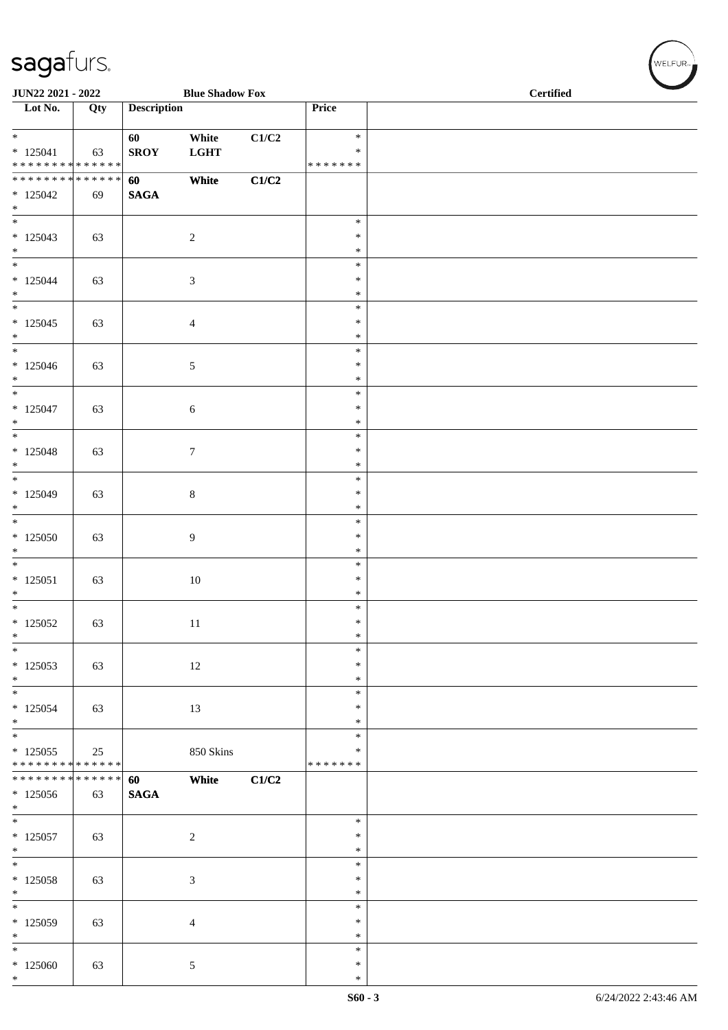JUN22 2021 - 2022 | Blue Shadow Fox | Certified

| Lot No. | Qty | Description | | | Price | |
|---|---|---|---|---|---|---|
| * <br> * 125041 <br> * * * * * * * * * * * * * * | 63 | 60 <br> SROY | White <br> LGHT | C1/C2 | * <br> * <br> * * * * * * * | |
| * * * * * * * * * * * * * * <br> * 125042 <br> * | 69 | 60 <br> SAGA | White | C1/C2 | | |
| * <br> * 125043 <br> * | 63 | | 2 | | * <br> * <br> * | |
| * <br> * 125044 <br> * | 63 | | 3 | | * <br> * <br> * | |
| * <br> * 125045 <br> * | 63 | | 4 | | * <br> * <br> * | |
| * <br> * 125046 <br> * | 63 | | 5 | | * <br> * <br> * | |
| * <br> * 125047 <br> * | 63 | | 6 | | * <br> * <br> * | |
| * <br> * 125048 <br> * | 63 | | 7 | | * <br> * <br> * | |
| * <br> * 125049 <br> * | 63 | | 8 | | * <br> * <br> * | |
| * <br> * 125050 <br> * | 63 | | 9 | | * <br> * <br> * | |
| * <br> * 125051 <br> * | 63 | | 10 | | * <br> * <br> * | |
| * <br> * 125052 <br> * | 63 | | 11 | | * <br> * <br> * | |
| * <br> * 125053 <br> * | 63 | | 12 | | * <br> * <br> * | |
| * <br> * 125054 <br> * | 63 | | 13 | | * <br> * <br> * | |
| * <br> * 125055 <br> * * * * * * * * * * * * * * | 25 | | 850 Skins | | * <br> * <br> * * * * * * * | |
| * * * * * * * * * * * * * * <br> * 125056 <br> * | 63 | 60 <br> SAGA | White | C1/C2 | | |
| * <br> * 125057 <br> * | 63 | | 2 | | * <br> * <br> * | |
| * <br> * 125058 <br> * | 63 | | 3 | | * <br> * <br> * | |
| * <br> * 125059 <br> * | 63 | | 4 | | * <br> * <br> * | |
| * <br> * 125060 <br> * | 63 | | 5 | | * <br> * <br> * | |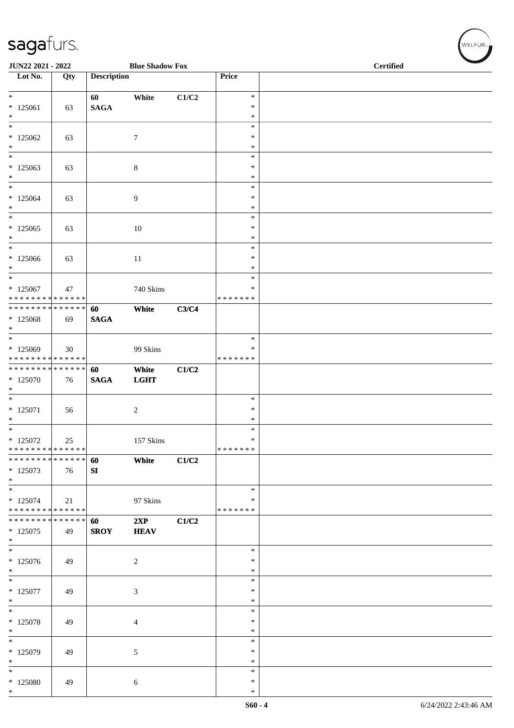**JUN22 2021 - 2022** | **Blue Shadow Fox** | **Certified**

| Lot No. | Qty | Description | | | Price | |
|---|---|---|---|---|---|---|
| * 125061 * | 63 | 60 SAGA | White | C1/C2 | * * * | |
| * 125062 * | 63 | | 7 | | * * * | |
| * 125063 * | 63 | | 8 | | * * * | |
| * 125064 * | 63 | | 9 | | * * * | |
| * 125065 * | 63 | | 10 | | * * * | |
| * 125066 * | 63 | | 11 | | * * * | |
| * 125067 * * * * * * * * * * * * * * | 47 | | 740 Skins | | * * * * * * * * * | |
| * * * * * * * * * * * * * * 125068 * | 69 | 60 SAGA | White | C3/C4 | | |
| * 125069 * * * * * * * * * * * * * * | 30 | | 99 Skins | | * * * * * * * * * | |
| * * * * * * * * * * * * * * 125070 * | 76 | 60 SAGA | White LGHT | C1/C2 | | |
| * 125071 * | 56 | | 2 | | * * * | |
| * 125072 * * * * * * * * * * * * * * | 25 | | 157 Skins | | * * * * * * * * * | |
| * * * * * * * * * * * * * * 125073 * | 76 | 60 SI | White | C1/C2 | | |
| * 125074 * * * * * * * * * * * * * * | 21 | | 97 Skins | | * * * * * * * * * | |
| * * * * * * * * * * * * * * 125075 * | 49 | 60 SROY | 2XP HEAV | C1/C2 | | |
| * 125076 * | 49 | | 2 | | * * * | |
| * 125077 * | 49 | | 3 | | * * * | |
| * 125078 * | 49 | | 4 | | * * * | |
| * 125079 * | 49 | | 5 | | * * * | |
| * 125080 * | 49 | | 6 | | * * * | |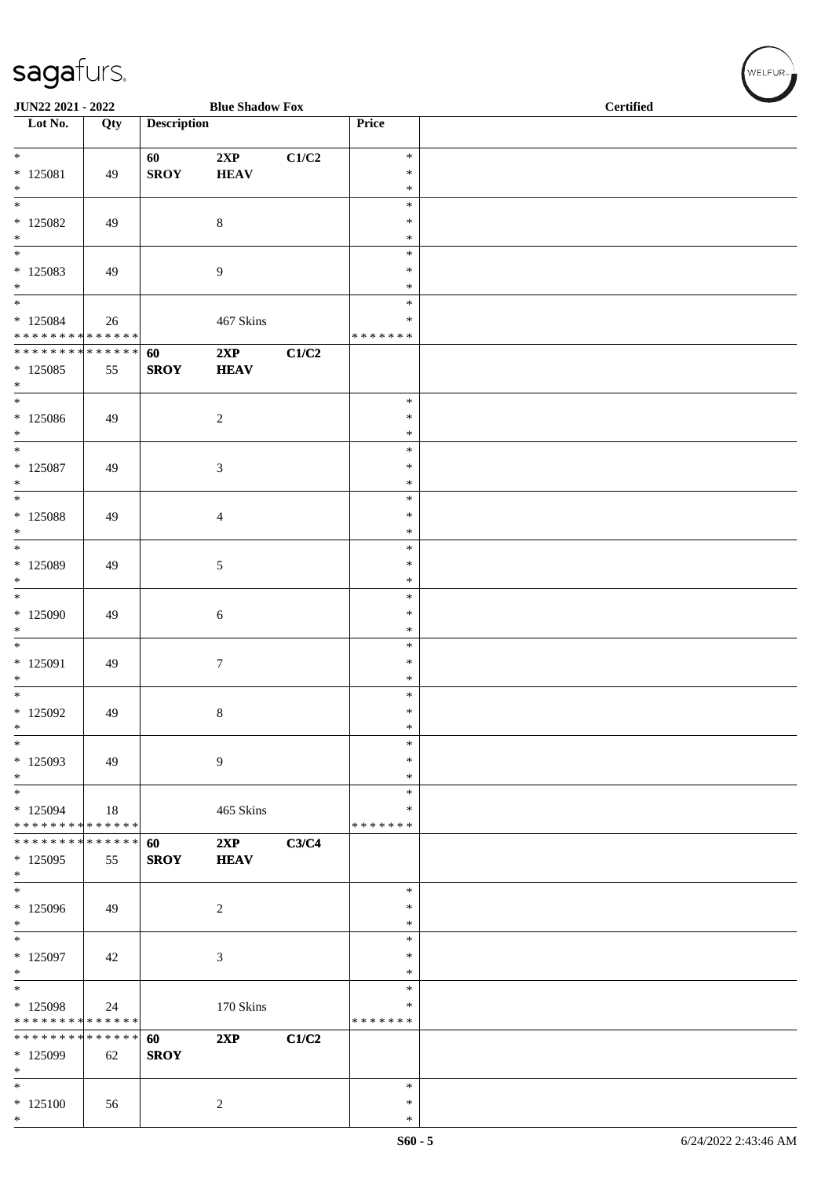JUN22 2021 - 2022 | Blue Shadow Fox | Certified

| Lot No. | Qty | Description | | | Price | |
|---|---|---|---|---|---|---|
| * 125081 * | 49 | 60 SROY | 2XP HEAV | C1/C2 | * * * | |
| * 125082 * | 49 | | 8 | | * * * | |
| * 125083 * | 49 | | 9 | | * * * | |
| * 125084 * * * * * * * * * * * * * * | 26 | | 467 Skins | | * * * * * * * * | |
| * * * * * * * * * * * * * * 125085 * | 55 | 60 SROY | 2XP HEAV | C1/C2 | | |
| * 125086 * | 49 | | 2 | | * * * | |
| * 125087 * | 49 | | 3 | | * * * | |
| * 125088 * | 49 | | 4 | | * * * | |
| * 125089 * | 49 | | 5 | | * * * | |
| * 125090 * | 49 | | 6 | | * * * | |
| * 125091 * | 49 | | 7 | | * * * | |
| * 125092 * | 49 | | 8 | | * * * | |
| * 125093 * | 49 | | 9 | | * * * | |
| * 125094 * * * * * * * * * * * * * * | 18 | | 465 Skins | | * * * * * * * * | |
| * * * * * * * * * * * * * * 125095 * | 55 | 60 SROY | 2XP HEAV | C3/C4 | | |
| * 125096 * | 49 | | 2 | | * * * | |
| * 125097 * | 42 | | 3 | | * * * | |
| * 125098 * * * * * * * * * * * * * * | 24 | | 170 Skins | | * * * * * * * * | |
| * * * * * * * * * * * * * * 125099 * | 62 | 60 SROY | 2XP | C1/C2 | | |
| * 125100 * | 56 | | 2 | | * * * | |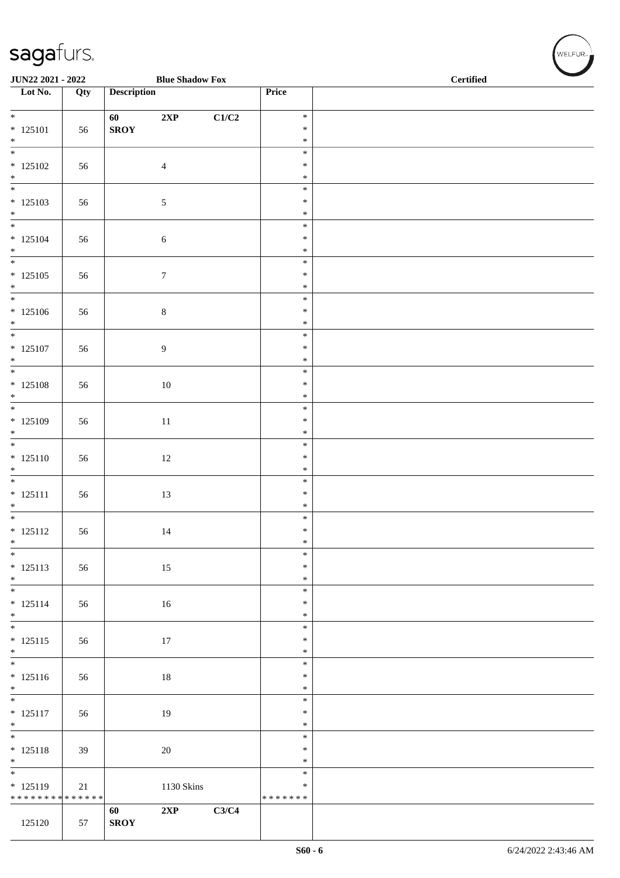**JUN22 2021 - 2022** **Blue Shadow Fox** **Certified**

| Lot No. | Qty | Description | | | Price | |
|---|---|---|---|---|---|---|
| * 125101 * | 56 | **60** **SROY** | **2XP** | **C1/C2** | * * * | |
| * 125102 * | 56 | | 4 | | * * * | |
| * 125103 * | 56 | | 5 | | * * * | |
| * 125104 * | 56 | | 6 | | * * * | |
| * 125105 * | 56 | | 7 | | * * * | |
| * 125106 * | 56 | | 8 | | * * * | |
| * 125107 * | 56 | | 9 | | * * * | |
| * 125108 * | 56 | | 10 | | * * * | |
| * 125109 * | 56 | | 11 | | * * * | |
| * 125110 * | 56 | | 12 | | * * * | |
| * 125111 * | 56 | | 13 | | * * * | |
| * 125112 * | 56 | | 14 | | * * * | |
| * 125113 * | 56 | | 15 | | * * * | |
| * 125114 * | 56 | | 16 | | * * * | |
| * 125115 * | 56 | | 17 | | * * * | |
| * 125116 * | 56 | | 18 | | * * * | |
| * 125117 * | 56 | | 19 | | * * * | |
| * 125118 * | 39 | | 20 | | * * * | |
| * 125119 * * * * * * * * * * * * * * | 21 | | 1130 Skins | | * * * * * * * * * | |
| 125120 | 57 | **60** **SROY** | **2XP** | **C3/C4** | | |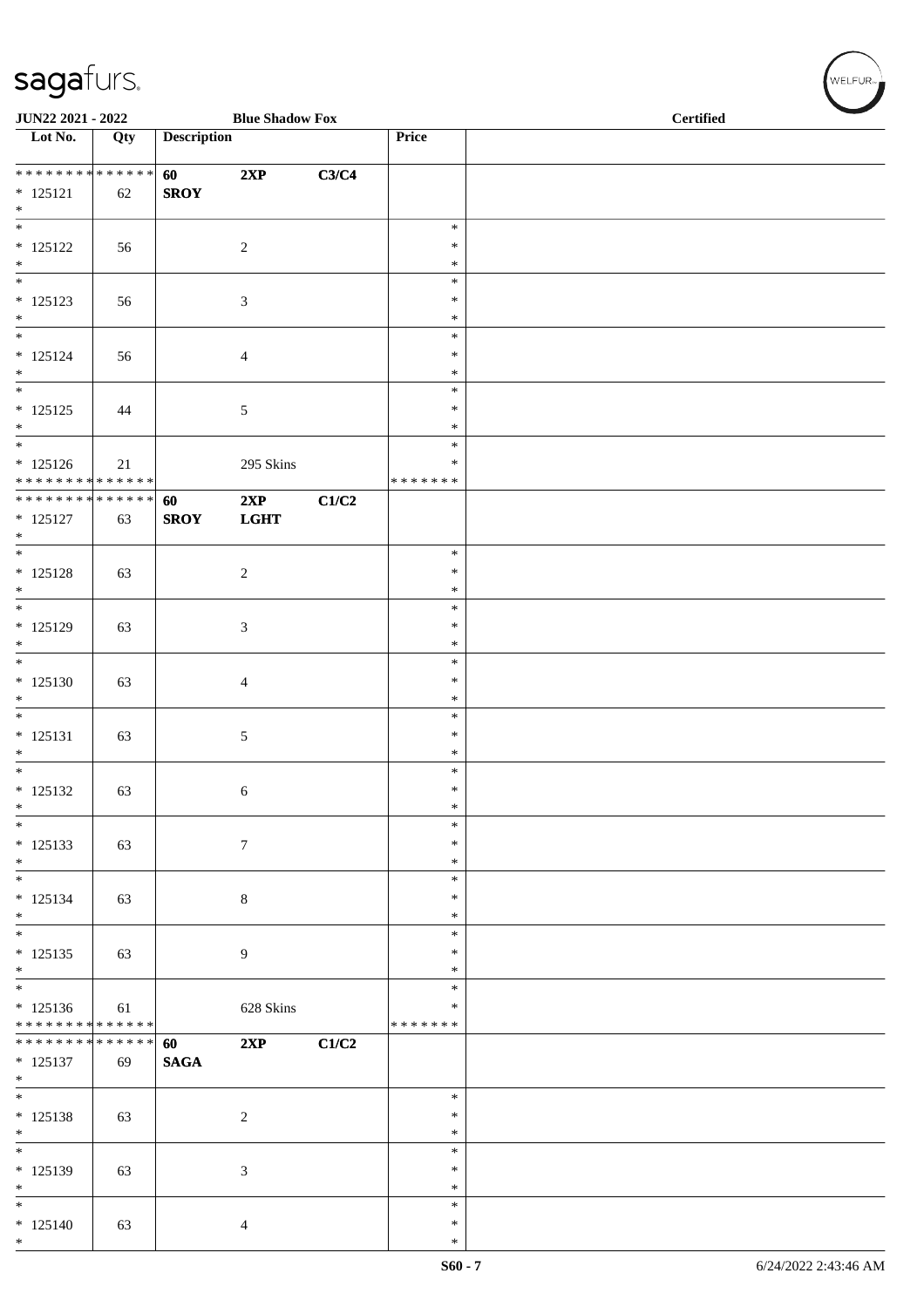JUN22 2021 - 2022 | Blue Shadow Fox | Certified

| Lot No. | Qty | Description | | | Price | |
|---|---|---|---|---|---|---|
| * * * * * * * * * * * * * * | | 60 | 2XP | C3/C4 | | |
| * 125121 | 62 | SROY | | | | |
| * | | | | | | |
| * 125122 | 56 | | 2 | | * * * | |
| * 125123 | 56 | | 3 | | * * * | |
| * 125124 | 56 | | 4 | | * * * | |
| * 125125 | 44 | | 5 | | * * * | |
| * 125126 | 21 | | 295 Skins | | * * | |
| * * * * * * * * * * * * * * | | | | | * * * * * * * | |
| * * * * * * * * * * * * * * | | 60 | 2XP | C1/C2 | | |
| * 125127 | 63 | SROY | LGHT | | | |
| * | | | | | | |
| * 125128 | 63 | | 2 | | * * * | |
| * 125129 | 63 | | 3 | | * * * | |
| * 125130 | 63 | | 4 | | * * * | |
| * 125131 | 63 | | 5 | | * * * | |
| * 125132 | 63 | | 6 | | * * * | |
| * 125133 | 63 | | 7 | | * * * | |
| * 125134 | 63 | | 8 | | * * * | |
| * 125135 | 63 | | 9 | | * * * | |
| * 125136 | 61 | | 628 Skins | | * * | |
| * * * * * * * * * * * * * * | | | | | * * * * * * * | |
| * * * * * * * * * * * * * * | | 60 | 2XP | C1/C2 | | |
| * 125137 | 69 | SAGA | | | | |
| * | | | | | | |
| * 125138 | 63 | | 2 | | * * * | |
| * 125139 | 63 | | 3 | | * * * | |
| * 125140 | 63 | | 4 | | * * * | |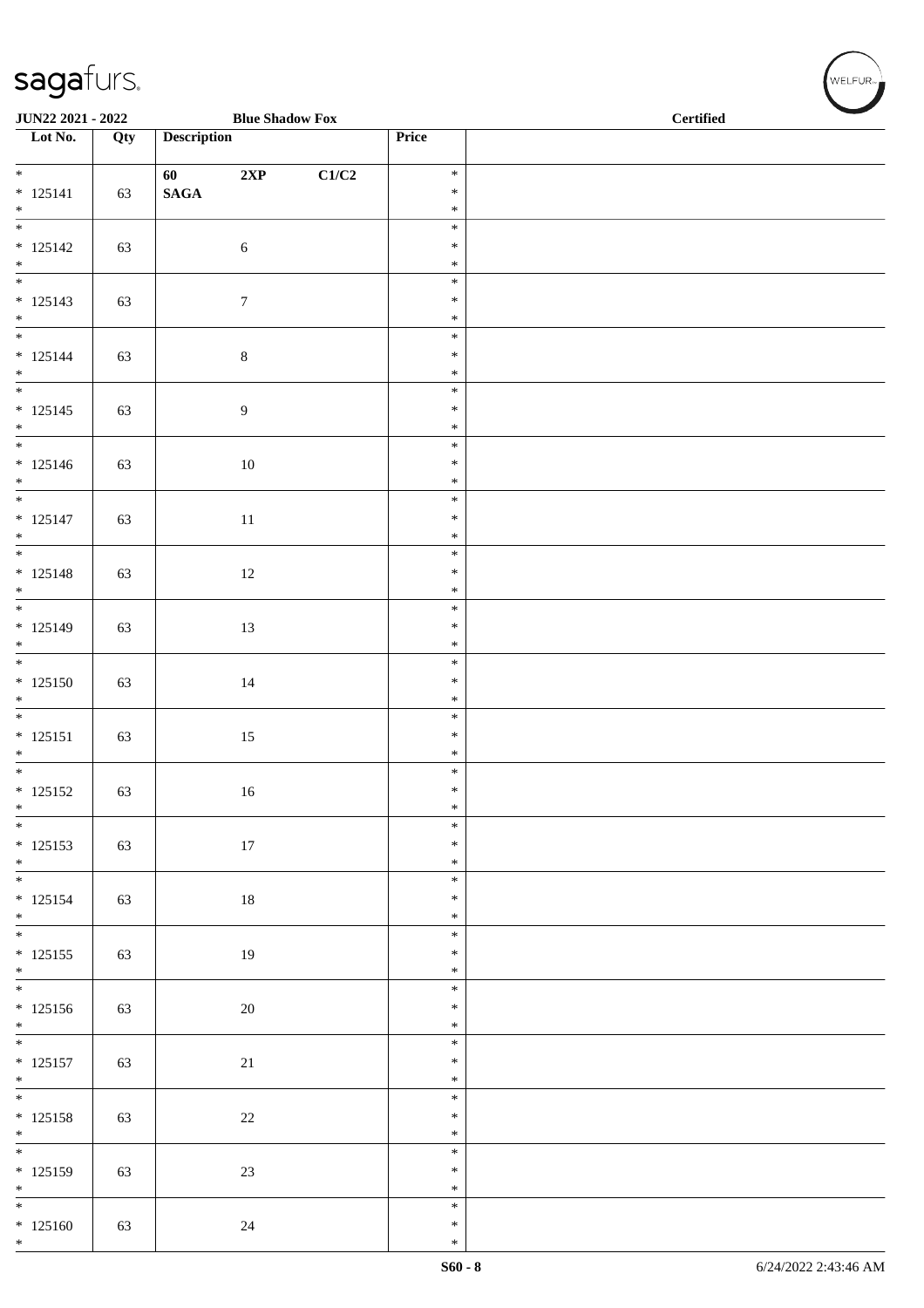JUN22 2021 - 2022 **Blue Shadow Fox** **Certified**

| Lot No. | Qty | Description | Price | |
|---|---|---|---|---|
| * 125141 * | 63 | **60 2XP C1/C2 SAGA** | * * * | |
| * 125142 * | 63 | 6 | * * * | |
| * 125143 * | 63 | 7 | * * * | |
| * 125144 * | 63 | 8 | * * * | |
| * 125145 * | 63 | 9 | * * * | |
| * 125146 * | 63 | 10 | * * * | |
| * 125147 * | 63 | 11 | * * * | |
| * 125148 * | 63 | 12 | * * * | |
| * 125149 * | 63 | 13 | * * * | |
| * 125150 * | 63 | 14 | * * * | |
| * 125151 * | 63 | 15 | * * * | |
| * 125152 * | 63 | 16 | * * * | |
| * 125153 * | 63 | 17 | * * * | |
| * 125154 * | 63 | 18 | * * * | |
| * 125155 * | 63 | 19 | * * * | |
| * 125156 * | 63 | 20 | * * * | |
| * 125157 * | 63 | 21 | * * * | |
| * 125158 * | 63 | 22 | * * * | |
| * 125159 * | 63 | 23 | * * * | |
| * 125160 * | 63 | 24 | * * * | |

6/24/2022 2:43:46 AM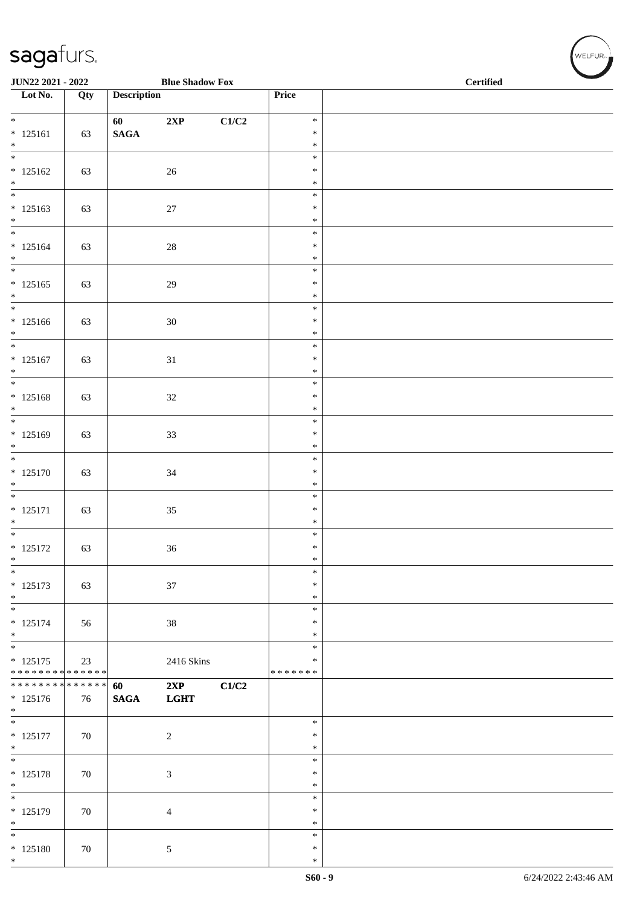JUN22 2021 - 2022 | Blue Shadow Fox | Certified

| Lot No. | Qty | Description | | | Price | |
|---|---|---|---|---|---|---|
| * 125161 * | 63 | 60 SAGA | 2XP | C1/C2 | * * * | |
| * 125162 * | 63 | | 26 | | * * * | |
| * 125163 * | 63 | | 27 | | * * * | |
| * 125164 * | 63 | | 28 | | * * * | |
| * 125165 * | 63 | | 29 | | * * * | |
| * 125166 * | 63 | | 30 | | * * * | |
| * 125167 * | 63 | | 31 | | * * * | |
| * 125168 * | 63 | | 32 | | * * * | |
| * 125169 * | 63 | | 33 | | * * * | |
| * 125170 * | 63 | | 34 | | * * * | |
| * 125171 * | 63 | | 35 | | * * * | |
| * 125172 * | 63 | | 36 | | * * * | |
| * 125173 * | 63 | | 37 | | * * * | |
| * 125174 * | 56 | | 38 | | * * * | |
| * 125175 * * * * * * * * * * * * * * | 23 | | 2416 Skins | | * * * * * * * * * | |
| * * * * * * * * * * * * * * 125176 * | 76 | 60 SAGA | 2XP LGHT | C1/C2 | | |
| * 125177 * | 70 | | 2 | | * * * | |
| * 125178 * | 70 | | 3 | | * * * | |
| * 125179 * | 70 | | 4 | | * * * | |
| * 125180 * | 70 | | 5 | | * * * | |

S60 - 9 | 6/24/2022 2:43:46 AM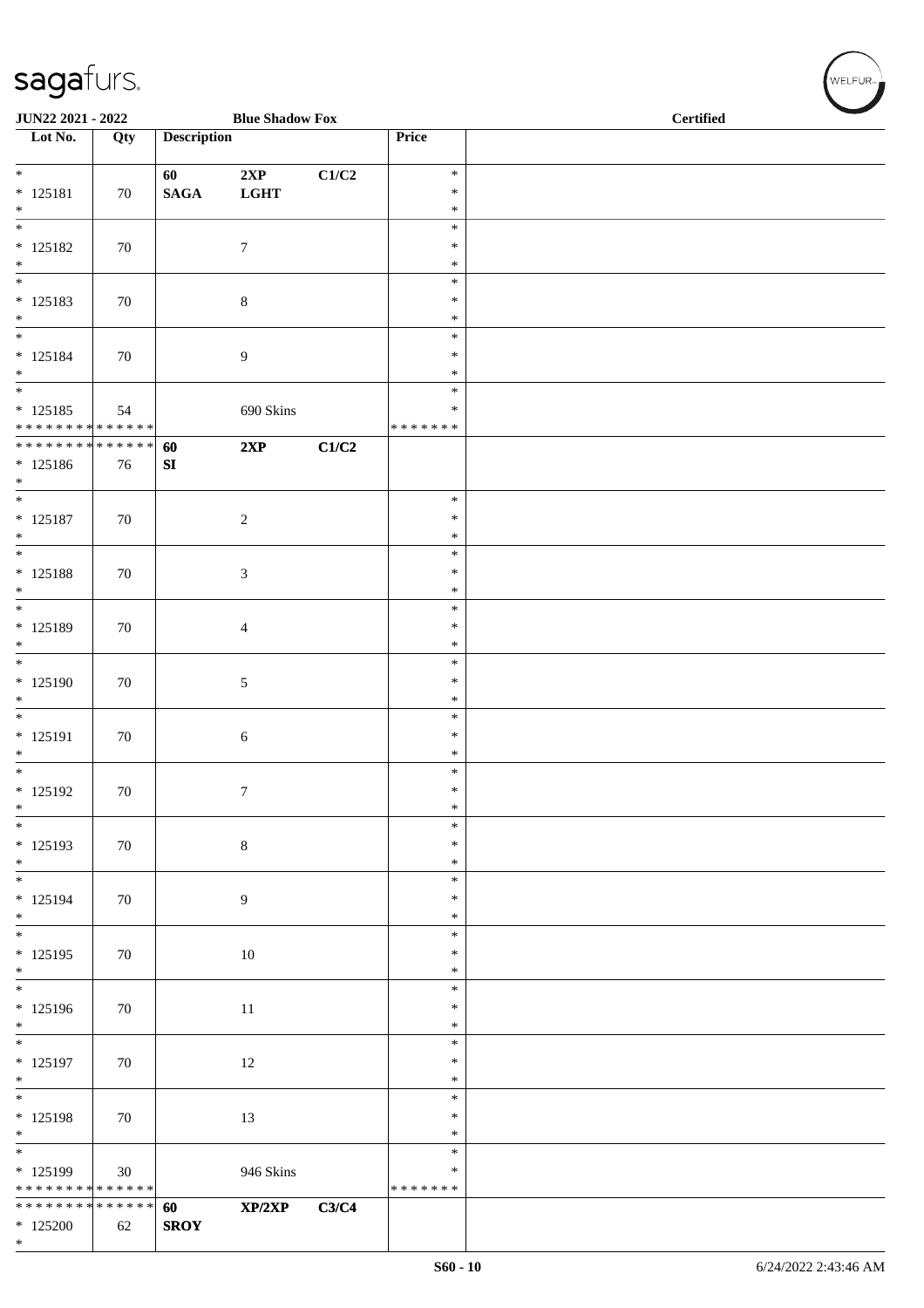sagafurs.

**JUN22 2021 - 2022** **Blue Shadow Fox** **Certified**

| Lot No. | Qty | Description | | | Price | |
|---|---|---|---|---|---|---|
| * 125181 * | 70 | **60 SAGA** | **2XP LGHT** | **C1/C2** | * * * | |
| * 125182 * | 70 | | 7 | | * * * | |
| * 125183 * | 70 | | 8 | | * * * | |
| * 125184 * | 70 | | 9 | | * * * | |
| * 125185 * * * * * * * * * * * * * | 54 | | 690 Skins | | * * * * * * * * | |
| * * * * * * * * * * * * * * 125186 * | 76 | **60 SI** | **2XP** | **C1/C2** | | |
| * 125187 * | 70 | | 2 | | * * * | |
| * 125188 * | 70 | | 3 | | * * * | |
| * 125189 * | 70 | | 4 | | * * * | |
| * 125190 * | 70 | | 5 | | * * * | |
| * 125191 * | 70 | | 6 | | * * * | |
| * 125192 * | 70 | | 7 | | * * * | |
| * 125193 * | 70 | | 8 | | * * * | |
| * 125194 * | 70 | | 9 | | * * * | |
| * 125195 * | 70 | | 10 | | * * * | |
| * 125196 * | 70 | | 11 | | * * * | |
| * 125197 * | 70 | | 12 | | * * * | |
| * 125198 * | 70 | | 13 | | * * * | |
| * 125199 * * * * * * * * * * * * * | 30 | | 946 Skins | | * * * * * * * * | |
| * * * * * * * * * * * * * * 125200 * | 62 | **60 SROY** | **XP/2XP** | **C3/C4** | | |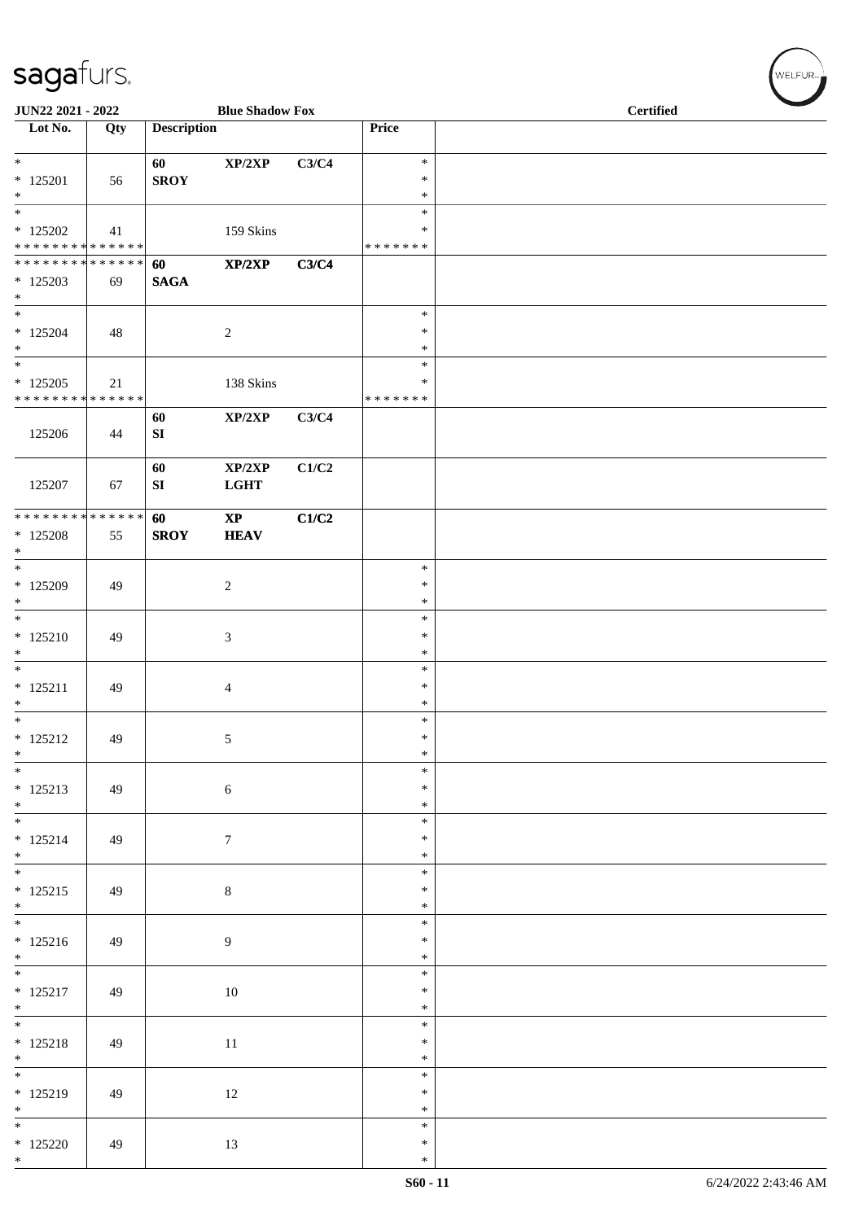**JUN22 2021 - 2022** | **Blue Shadow Fox** | **Certified**

| Lot No. | Qty | Description | | | Price | |
|---|---|---|---|---|---|---|
| * <br> * 125201 <br> * | 56 | **60** <br> **SROY** | **XP/2XP** | **C3/C4** | * <br> * <br> * | |
| * <br> * 125202 <br> * * * * * * * * * * * * * * | 41 | | 159 Skins | | * <br> * <br> * * * * * * * | |
| * * * * * * * * * * * * * * <br> * 125203 <br> * | 69 | **60** <br> **SAGA** | **XP/2XP** | **C3/C4** | | |
| * <br> * 125204 <br> * | 48 | | 2 | | * <br> * <br> * | |
| * <br> * 125205 <br> * * * * * * * * * * * * * * | 21 | | 138 Skins | | * <br> * <br> * * * * * * * | |
| 125206 | 44 | **60** <br> **SI** | **XP/2XP** | **C3/C4** | | |
| 125207 | 67 | **60** <br> **SI** | **XP/2XP** <br> **LGHT** | **C1/C2** | | |
| * * * * * * * * * * * * * * <br> * 125208 <br> * | 55 | **60** <br> **SROY** | **XP** <br> **HEAV** | **C1/C2** | | |
| * <br> * 125209 <br> * | 49 | | 2 | | * <br> * <br> * | |
| * <br> * 125210 <br> * | 49 | | 3 | | * <br> * <br> * | |
| * <br> * 125211 <br> * | 49 | | 4 | | * <br> * <br> * | |
| * <br> * 125212 <br> * | 49 | | 5 | | * <br> * <br> * | |
| * <br> * 125213 <br> * | 49 | | 6 | | * <br> * <br> * | |
| * <br> * 125214 <br> * | 49 | | 7 | | * <br> * <br> * | |
| * <br> * 125215 <br> * | 49 | | 8 | | * <br> * <br> * | |
| * <br> * 125216 <br> * | 49 | | 9 | | * <br> * <br> * | |
| * <br> * 125217 <br> * | 49 | | 10 | | * <br> * <br> * | |
| * <br> * 125218 <br> * | 49 | | 11 | | * <br> * <br> * | |
| * <br> * 125219 <br> * | 49 | | 12 | | * <br> * <br> * | |
| * <br> * 125220 <br> * | 49 | | 13 | | * <br> * <br> * | |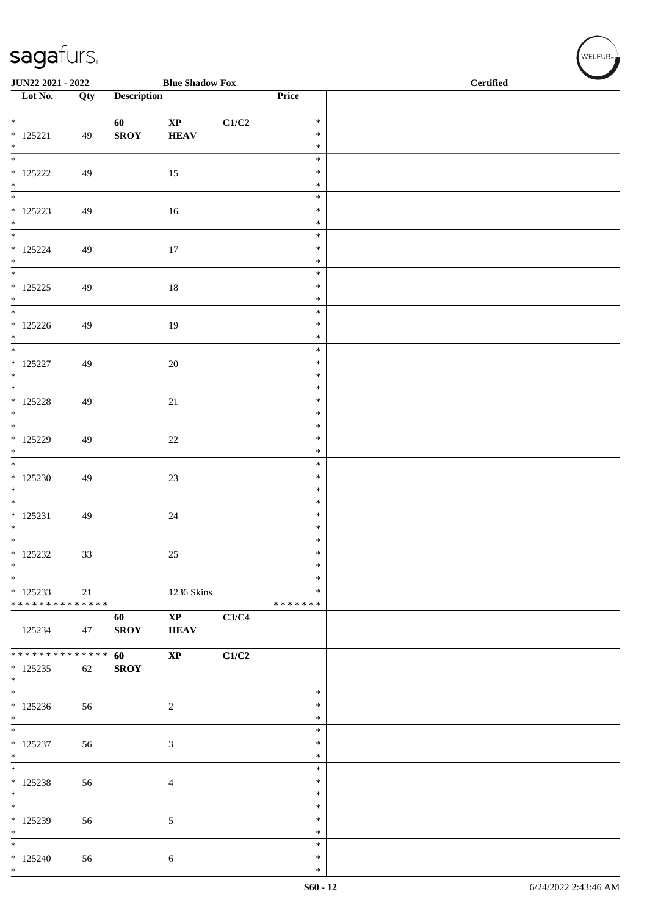JUN22 2021 - 2022 | Blue Shadow Fox | Certified

| Lot No. | Qty | Description | | | Price | |
|---|---|---|---|---|---|---|
| * 125221 * | 49 | 60 SROY | XP HEAV | C1/C2 | * * * | |
| * 125222 * | 49 | | 15 | | * * * | |
| * 125223 * | 49 | | 16 | | * * * | |
| * 125224 * | 49 | | 17 | | * * * | |
| * 125225 * | 49 | | 18 | | * * * | |
| * 125226 * | 49 | | 19 | | * * * | |
| * 125227 * | 49 | | 20 | | * * * | |
| * 125228 * | 49 | | 21 | | * * * | |
| * 125229 * | 49 | | 22 | | * * * | |
| * 125230 * | 49 | | 23 | | * * * | |
| * 125231 * | 49 | | 24 | | * * * | |
| * 125232 * | 33 | | 25 | | * * * | |
| * 125233 * * * * * * * * * * * * * * | 21 | | 1236 Skins | | * * * * * * * * * | |
| 125234 | 47 | 60 SROY | XP HEAV | C3/C4 | | |
| * * * * * * * * * * * * * * 125235 * | 62 | 60 SROY | XP | C1/C2 | | |
| * 125236 * | 56 | | 2 | | * * * | |
| * 125237 * | 56 | | 3 | | * * * | |
| * 125238 * | 56 | | 4 | | * * * | |
| * 125239 * | 56 | | 5 | | * * * | |
| * 125240 * | 56 | | 6 | | * * * | |

S60 - 12 | 6/24/2022 2:43:46 AM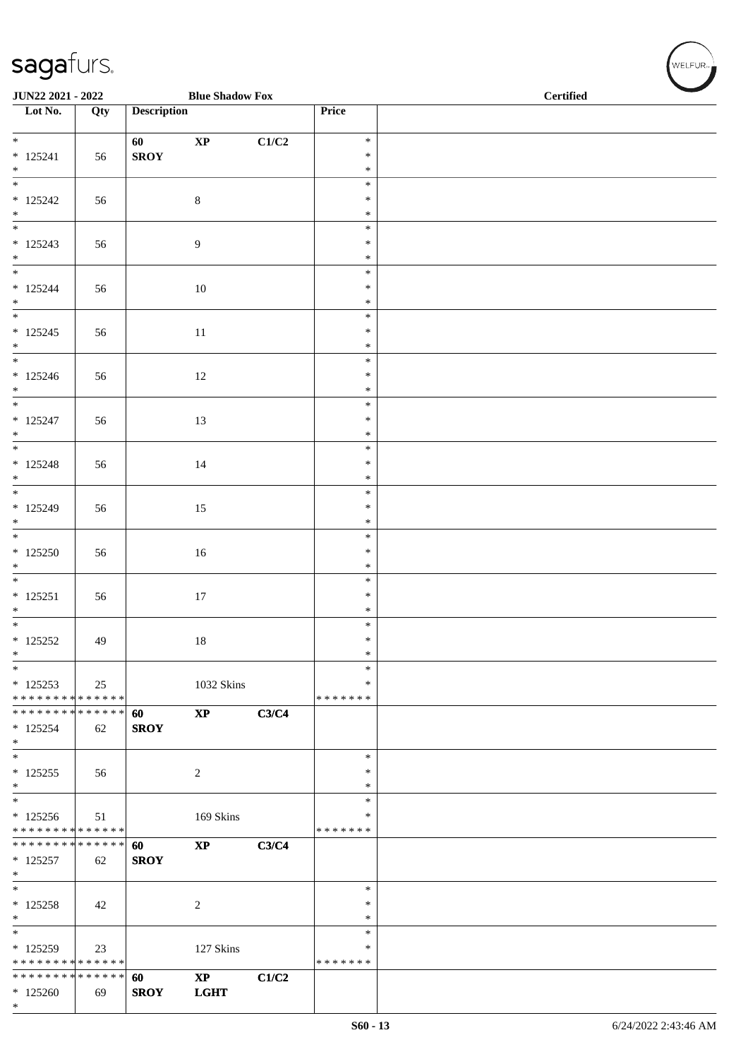| Lot No. | Qty | Description | | | Price | |
|---|---|---|---|---|---|---|
| * 125241 * | 56 | 60 SROY | XP | C1/C2 | * * * | |
| * 125242 * | 56 | | 8 | | * * * | |
| * 125243 * | 56 | | 9 | | * * * | |
| * 125244 * | 56 | | 10 | | * * * | |
| * 125245 * | 56 | | 11 | | * * * | |
| * 125246 * | 56 | | 12 | | * * * | |
| * 125247 * | 56 | | 13 | | * * * | |
| * 125248 * | 56 | | 14 | | * * * | |
| * 125249 * | 56 | | 15 | | * * * | |
| * 125250 * | 56 | | 16 | | * * * | |
| * 125251 * | 56 | | 17 | | * * * | |
| * 125252 * | 49 | | 18 | | * * * | |
| * 125253 * * * * * * * * * * * * * * | 25 | | 1032 Skins | | * * * * * * * * * | |
| * * * * * * * * * * * * * * 125254 * | 62 | 60 SROY | XP | C3/C4 | | |
| * 125255 * | 56 | | 2 | | * * * | |
| * 125256 * * * * * * * * * * * * * * | 51 | | 169 Skins | | * * * * * * * * | |
| * * * * * * * * * * * * * * 125257 * | 62 | 60 SROY | XP | C3/C4 | | |
| * 125258 * | 42 | | 2 | | * * * | |
| * 125259 * * * * * * * * * * * * * * | 23 | | 127 Skins | | * * * * * * * * | |
| * * * * * * * * * * * * * * 125260 * | 69 | 60 SROY | XP LGHT | C1/C2 | | |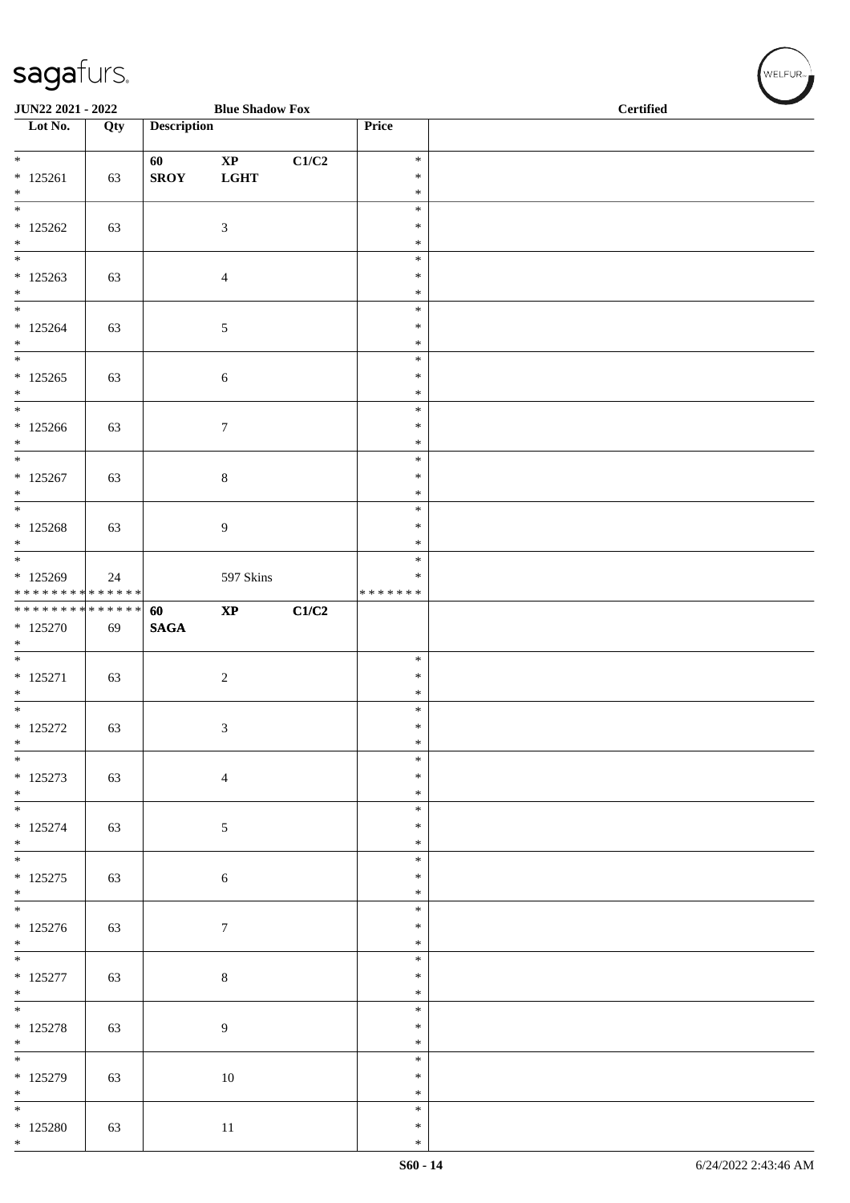JUN22 2021 - 2022 Blue Shadow Fox Certified

| Lot No. | Qty | Description | | | Price | |
|---|---|---|---|---|---|---|
| * 125261 * | 63 | **60 SROY** | **XP LGHT** | **C1/C2** | * * * | |
| * 125262 * | 63 | | 3 | | * * * | |
| * 125263 * | 63 | | 4 | | * * * | |
| * 125264 * | 63 | | 5 | | * * * | |
| * 125265 * | 63 | | 6 | | * * * | |
| * 125266 * | 63 | | 7 | | * * * | |
| * 125267 * | 63 | | 8 | | * * * | |
| * 125268 * | 63 | | 9 | | * * * | |
| * 125269 * * * * * * * * * * * * * * | 24 | | 597 Skins | | * * * * * * * * * | |
| * * * * * * * * * * * * * * 125270 * | 69 | **60 SAGA** | **XP** | **C1/C2** | | |
| * 125271 * | 63 | | 2 | | * * * | |
| * 125272 * | 63 | | 3 | | * * * | |
| * 125273 * | 63 | | 4 | | * * * | |
| * 125274 * | 63 | | 5 | | * * * | |
| * 125275 * | 63 | | 6 | | * * * | |
| * 125276 * | 63 | | 7 | | * * * | |
| * 125277 * | 63 | | 8 | | * * * | |
| * 125278 * | 63 | | 9 | | * * * | |
| * 125279 * | 63 | | 10 | | * * * | |
| * 125280 * | 63 | | 11 | | * * * | |

S60 - 14 6/24/2022 2:43:46 AM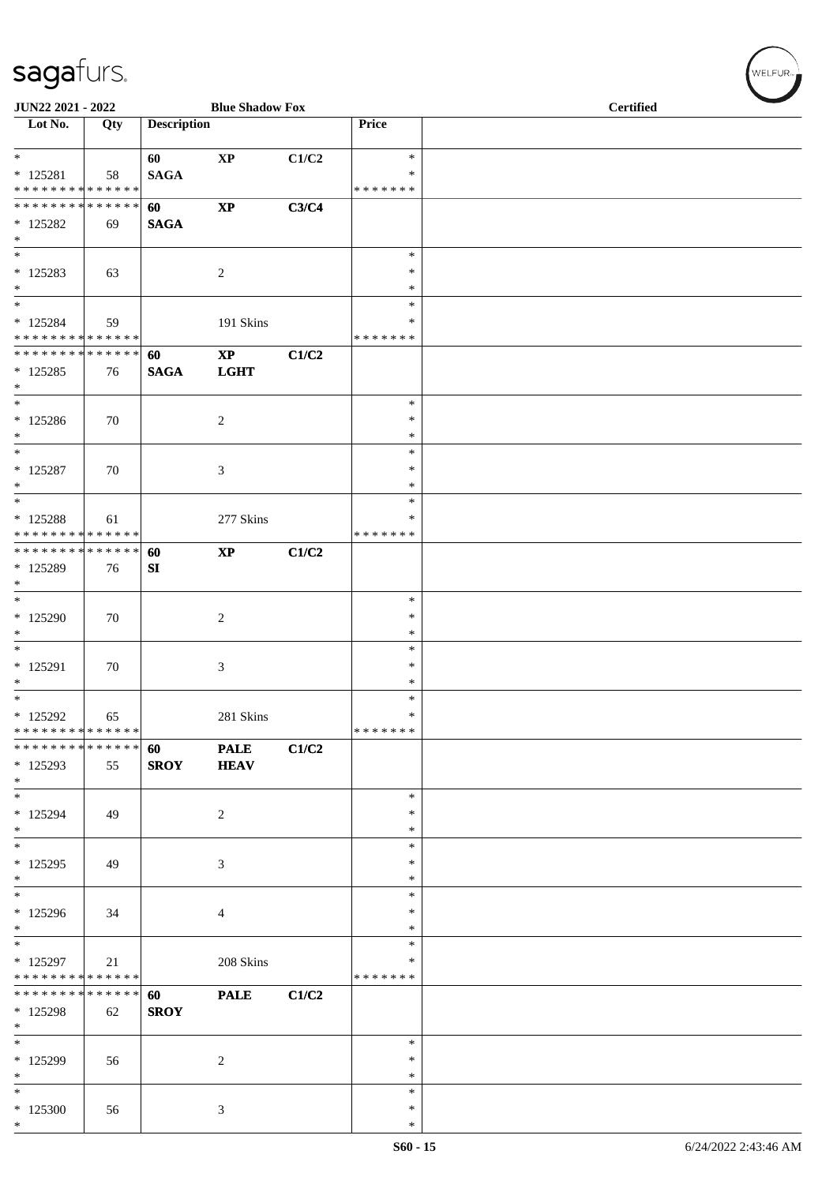**JUN22 2021 - 2022** | **Blue Shadow Fox** | **Certified**

| Lot No. | Qty | Description | | | Price | |
|---|---|---|---|---|---|---|
| * | | 60 | XP | C1/C2 | * | |
| * 125281 | 58 | SAGA | | | * | |
| * * * * * * * * * * * * * * | | | | | * * * * * * * | |
| * * * * * * * * * * * * * * | | 60 | XP | C3/C4 | | |
| * 125282 | 69 | SAGA | | | | |
| * | | | | | | |
| * | | | | | * | |
| * 125283 | 63 | | 2 | | * | |
| * | | | | | * | |
| * | | | | | * | |
| * 125284 | 59 | | 191 Skins | | * | |
| * * * * * * * * * * * * * * | | | | | * * * * * * * | |
| * * * * * * * * * * * * * * | | 60 | XP | C1/C2 | | |
| * 125285 | 76 | SAGA | LGHT | | | |
| * | | | | | | |
| * | | | | | * | |
| * 125286 | 70 | | 2 | | * | |
| * | | | | | * | |
| * | | | | | * | |
| * 125287 | 70 | | 3 | | * | |
| * | | | | | * | |
| * | | | | | * | |
| * 125288 | 61 | | 277 Skins | | * | |
| * * * * * * * * * * * * * * | | | | | * * * * * * * | |
| * * * * * * * * * * * * * * | | 60 | XP | C1/C2 | | |
| * 125289 | 76 | SI | | | | |
| * | | | | | | |
| * | | | | | * | |
| * 125290 | 70 | | 2 | | * | |
| * | | | | | * | |
| * | | | | | * | |
| * 125291 | 70 | | 3 | | * | |
| * | | | | | * | |
| * | | | | | * | |
| * 125292 | 65 | | 281 Skins | | * | |
| * * * * * * * * * * * * * * | | | | | * * * * * * * | |
| * * * * * * * * * * * * * * | | 60 | PALE | C1/C2 | | |
| * 125293 | 55 | SROY | HEAV | | | |
| * | | | | | | |
| * | | | | | * | |
| * 125294 | 49 | | 2 | | * | |
| * | | | | | * | |
| * | | | | | * | |
| * 125295 | 49 | | 3 | | * | |
| * | | | | | * | |
| * | | | | | * | |
| * 125296 | 34 | | 4 | | * | |
| * | | | | | * | |
| * | | | | | * | |
| * 125297 | 21 | | 208 Skins | | * | |
| * * * * * * * * * * * * * * | | | | | * * * * * * * | |
| * * * * * * * * * * * * * * | | 60 | PALE | C1/C2 | | |
| * 125298 | 62 | SROY | | | | |
| * | | | | | | |
| * | | | | | * | |
| * 125299 | 56 | | 2 | | * | |
| * | | | | | * | |
| * | | | | | * | |
| * 125300 | 56 | | 3 | | * | |
| * | | | | | * | |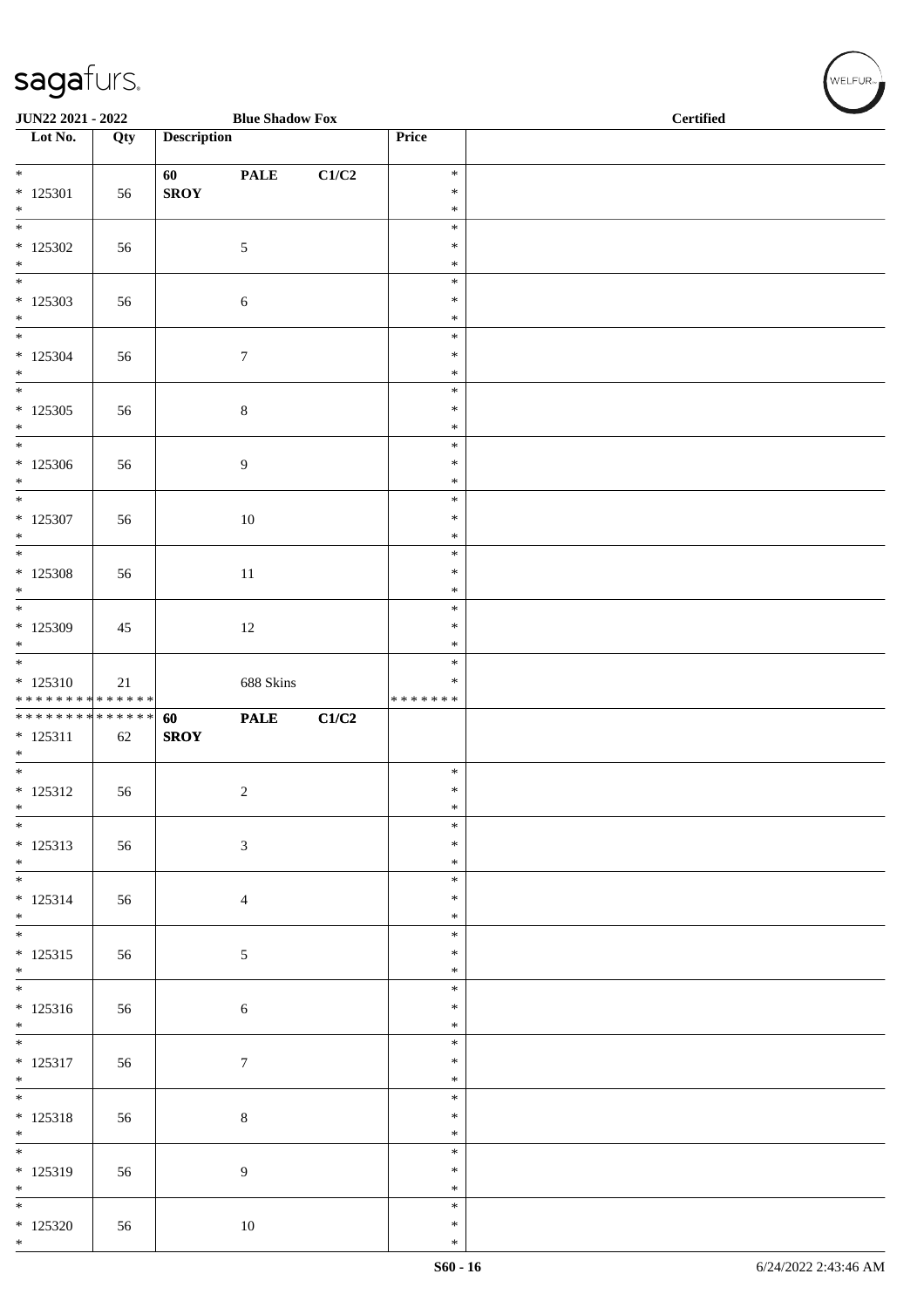JUN22 2021 - 2022 | Blue Shadow Fox | Certified

| Lot No. | Qty | Description | | | Price | |
|---|---|---|---|---|---|---|
| * 125301 * | 56 | 60 SROY | PALE | C1/C2 | * * * | |
| * 125302 * | 56 | | 5 | | * * * | |
| * 125303 * | 56 | | 6 | | * * * | |
| * 125304 * | 56 | | 7 | | * * * | |
| * 125305 * | 56 | | 8 | | * * * | |
| * 125306 * | 56 | | 9 | | * * * | |
| * 125307 * | 56 | | 10 | | * * * | |
| * 125308 * | 56 | | 11 | | * * * | |
| * 125309 * | 45 | | 12 | | * * * | |
| * 125310 ************** | 21 | | 688 Skins | | * * ******* | |
| ************** 125311 * | 62 | 60 SROY | PALE | C1/C2 | | |
| * 125312 * | 56 | | 2 | | * * * | |
| * 125313 * | 56 | | 3 | | * * * | |
| * 125314 * | 56 | | 4 | | * * * | |
| * 125315 * | 56 | | 5 | | * * * | |
| * 125316 * | 56 | | 6 | | * * * | |
| * 125317 * | 56 | | 7 | | * * * | |
| * 125318 * | 56 | | 8 | | * * * | |
| * 125319 * | 56 | | 9 | | * * * | |
| * 125320 * | 56 | | 10 | | * * * | |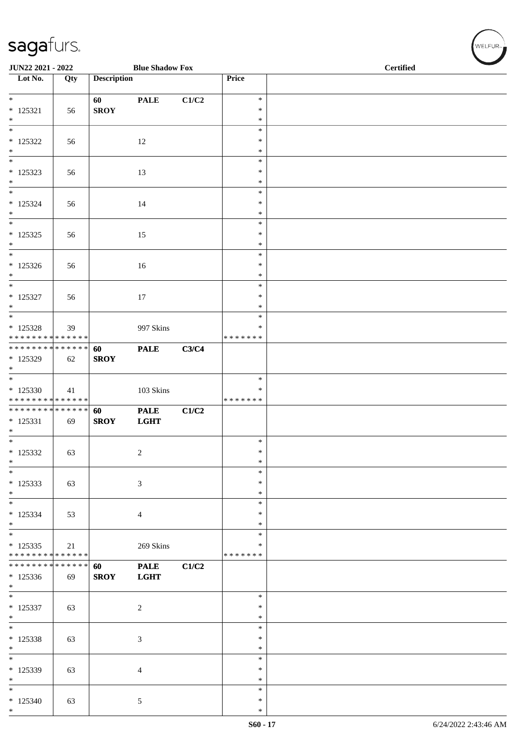JUN22 2021 - 2022 Blue Shadow Fox Certified

| Lot No. | Qty | Description | | | Price | |
|---|---|---|---|---|---|---|
| * | | 60 | PALE | C1/C2 | * | |
| * 125321 | 56 | SROY | | | * | |
| * | | | | | * | |
| * | | | | | * | |
| * 125322 | 56 | | 12 | | * | |
| * | | | | | * | |
| * | | | | | * | |
| * 125323 | 56 | | 13 | | * | |
| * | | | | | * | |
| * | | | | | * | |
| * 125324 | 56 | | 14 | | * | |
| * | | | | | * | |
| * | | | | | * | |
| * 125325 | 56 | | 15 | | * | |
| * | | | | | * | |
| * | | | | | * | |
| * 125326 | 56 | | 16 | | * | |
| * | | | | | * | |
| * | | | | | * | |
| * 125327 | 56 | | 17 | | * | |
| * | | | | | * | |
| * | | | | | * | |
| * 125328 | 39 | | 997 Skins | | * | |
| * * * * * * * * * * * * * * | | | | | * * * * * * * | |
| * * * * * * * * * * * * * * | | 60 | PALE | C3/C4 | | |
| * 125329 | 62 | SROY | | | | |
| * | | | | | | |
| * | | | | | * | |
| * 125330 | 41 | | 103 Skins | | * | |
| * * * * * * * * * * * * * * | | | | | * * * * * * * | |
| * * * * * * * * * * * * * * | | 60 | PALE | C1/C2 | | |
| * 125331 | 69 | SROY | LGHT | | | |
| * | | | | | | |
| * | | | | | * | |
| * 125332 | 63 | | 2 | | * | |
| * | | | | | * | |
| * | | | | | * | |
| * 125333 | 63 | | 3 | | * | |
| * | | | | | * | |
| * | | | | | * | |
| * 125334 | 53 | | 4 | | * | |
| * | | | | | * | |
| * | | | | | * | |
| * 125335 | 21 | | 269 Skins | | * | |
| * * * * * * * * * * * * * * | | | | | * * * * * * * | |
| * * * * * * * * * * * * * * | | 60 | PALE | C1/C2 | | |
| * 125336 | 69 | SROY | LGHT | | | |
| * | | | | | | |
| * | | | | | * | |
| * 125337 | 63 | | 2 | | * | |
| * | | | | | * | |
| * | | | | | * | |
| * 125338 | 63 | | 3 | | * | |
| * | | | | | * | |
| * | | | | | * | |
| * 125339 | 63 | | 4 | | * | |
| * | | | | | * | |
| * | | | | | * | |
| * 125340 | 63 | | 5 | | * | |
| * | | | | | * | |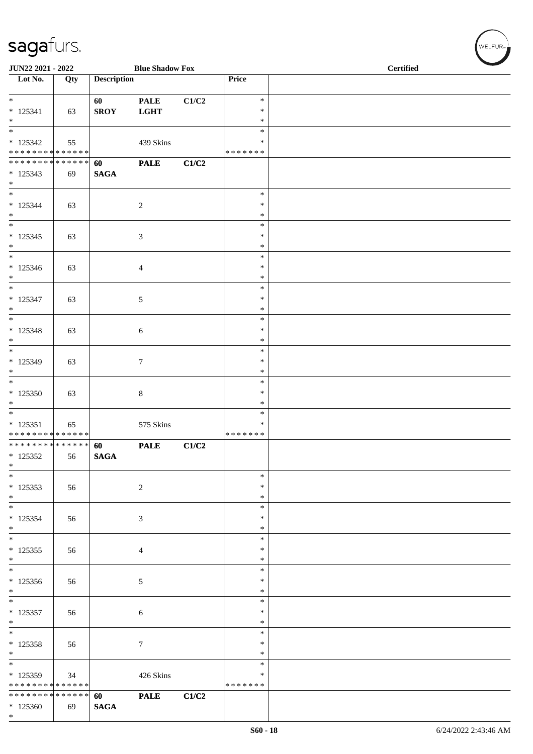**JUN22 2021 - 2022** **Blue Shadow Fox** **Certified**

| Lot No. | Qty | Description | | | Price | |
|---|---|---|---|---|---|---|
| * <br> * 125341 <br> * | 63 | **60** <br> **SROY** | **PALE** <br> **LGHT** | **C1/C2** | * <br> * <br> * | |
| * <br> * 125342 <br> * * * * * * * * * * * * * * | 55 | | 439 Skins | | * <br> * <br> * * * * * * * | |
| * * * * * * * * * * * * * * <br> * 125343 <br> * | 69 | **60** <br> **SAGA** | **PALE** | **C1/C2** | | |
| * <br> * 125344 <br> * | 63 | | 2 | | * <br> * <br> * | |
| * <br> * 125345 <br> * | 63 | | 3 | | * <br> * <br> * | |
| * <br> * 125346 <br> * | 63 | | 4 | | * <br> * <br> * | |
| * <br> * 125347 <br> * | 63 | | 5 | | * <br> * <br> * | |
| * <br> * 125348 <br> * | 63 | | 6 | | * <br> * <br> * | |
| * <br> * 125349 <br> * | 63 | | 7 | | * <br> * <br> * | |
| * <br> * 125350 <br> * | 63 | | 8 | | * <br> * <br> * | |
| * <br> * 125351 <br> * * * * * * * * * * * * * * | 65 | | 575 Skins | | * <br> * <br> * * * * * * * | |
| * * * * * * * * * * * * * * <br> * 125352 <br> * | 56 | **60** <br> **SAGA** | **PALE** | **C1/C2** | | |
| * <br> * 125353 <br> * | 56 | | 2 | | * <br> * <br> * | |
| * <br> * 125354 <br> * | 56 | | 3 | | * <br> * <br> * | |
| * <br> * 125355 <br> * | 56 | | 4 | | * <br> * <br> * | |
| * <br> * 125356 <br> * | 56 | | 5 | | * <br> * <br> * | |
| * <br> * 125357 <br> * | 56 | | 6 | | * <br> * <br> * | |
| * <br> * 125358 <br> * | 56 | | 7 | | * <br> * <br> * | |
| * <br> * 125359 <br> * * * * * * * * * * * * * * | 34 | | 426 Skins | | * <br> * <br> * * * * * * * | |
| * * * * * * * * * * * * * * <br> * 125360 <br> * | 69 | **60** <br> **SAGA** | **PALE** | **C1/C2** | | |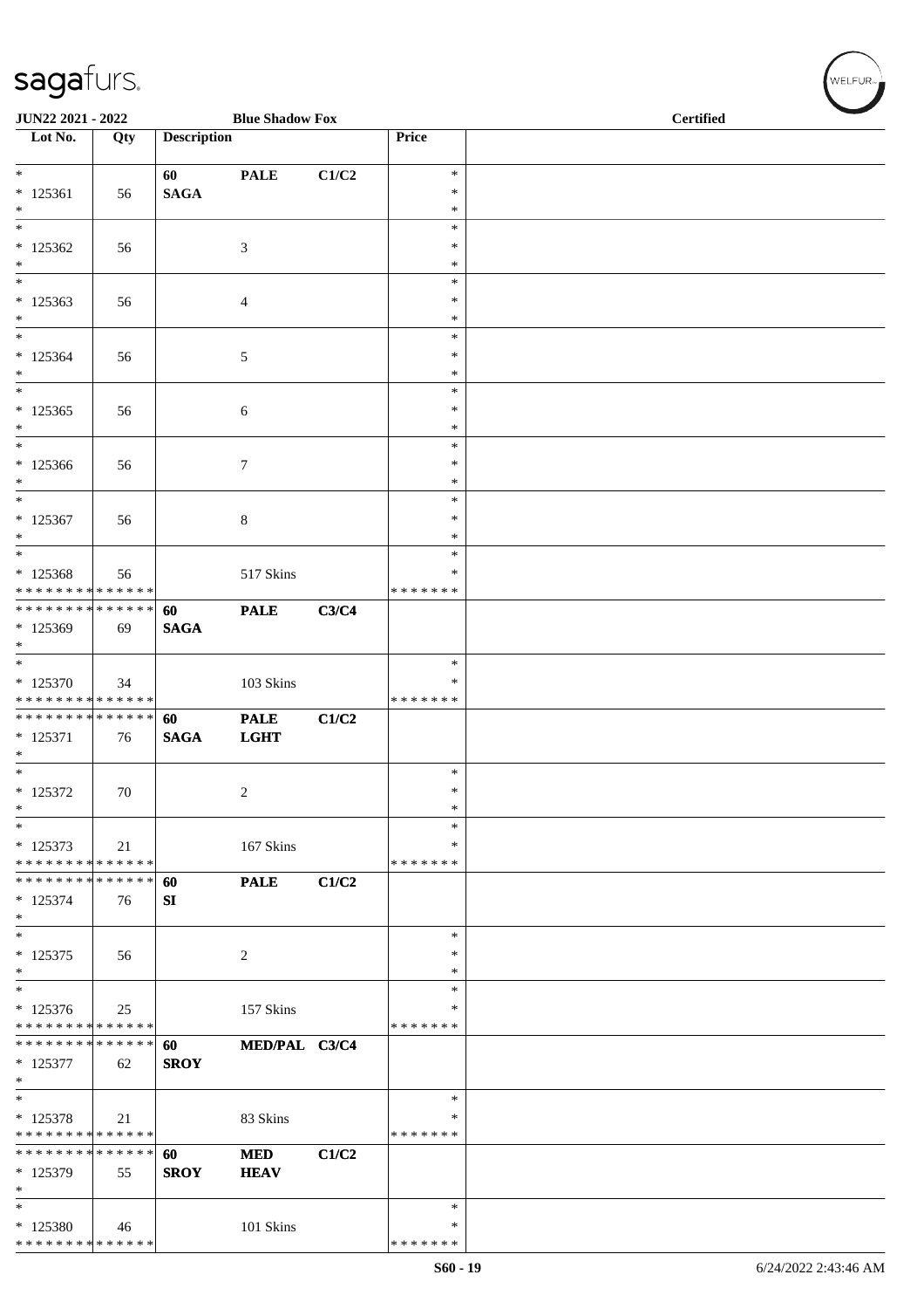**JUN22 2021 - 2022** — **Blue Shadow Fox** — **Certified**

| Lot No. | Qty | Description | | | Price | |
|---|---|---|---|---|---|---|
| * | | **60** | **PALE** | **C1/C2** | * | |
| * 125361 | 56 | **SAGA** | | | * | |
| * | | | | | * | |
| * | | | | | * | |
| * 125362 | 56 | | 3 | | * | |
| * | | | | | * | |
| * | | | | | * | |
| * 125363 | 56 | | 4 | | * | |
| * | | | | | * | |
| * | | | | | * | |
| * 125364 | 56 | | 5 | | * | |
| * | | | | | * | |
| * | | | | | * | |
| * 125365 | 56 | | 6 | | * | |
| * | | | | | * | |
| * | | | | | * | |
| * 125366 | 56 | | 7 | | * | |
| * | | | | | * | |
| * | | | | | * | |
| * 125367 | 56 | | 8 | | * | |
| * | | | | | * | |
| * | | | | | * | |
| * 125368 | 56 | | 517 Skins | | * | |
| * * * * * * * * * * * * * * | | | | | * * * * * * * | |
| * * * * * * * * * * * * * * | | **60** | **PALE** | **C3/C4** | | |
| * 125369 | 69 | **SAGA** | | | | |
| * | | | | | | |
| * | | | | | * | |
| * 125370 | 34 | | 103 Skins | | * | |
| * * * * * * * * * * * * * * | | | | | * * * * * * * | |
| * * * * * * * * * * * * * * | | **60** | **PALE** | **C1/C2** | | |
| * 125371 | 76 | **SAGA** | **LGHT** | | | |
| * | | | | | | |
| * | | | | | * | |
| * 125372 | 70 | | 2 | | * | |
| * | | | | | * | |
| * | | | | | * | |
| * 125373 | 21 | | 167 Skins | | * | |
| * * * * * * * * * * * * * * | | | | | * * * * * * * | |
| * * * * * * * * * * * * * * | | **60** | **PALE** | **C1/C2** | | |
| * 125374 | 76 | **SI** | | | | |
| * | | | | | | |
| * | | | | | * | |
| * 125375 | 56 | | 2 | | * | |
| * | | | | | * | |
| * | | | | | * | |
| * 125376 | 25 | | 157 Skins | | * | |
| * * * * * * * * * * * * * * | | | | | * * * * * * * | |
| * * * * * * * * * * * * * * | | **60** | **MED/PAL** | **C3/C4** | | |
| * 125377 | 62 | **SROY** | | | | |
| * | | | | | | |
| * | | | | | * | |
| * 125378 | 21 | | 83 Skins | | * | |
| * * * * * * * * * * * * * * | | | | | * * * * * * * | |
| * * * * * * * * * * * * * * | | **60** | **MED** | **C1/C2** | | |
| * 125379 | 55 | **SROY** | **HEAV** | | | |
| * | | | | | | |
| * | | | | | * | |
| * 125380 | 46 | | 101 Skins | | * | |
| * * * * * * * * * * * * * * | | | | | * * * * * * * | |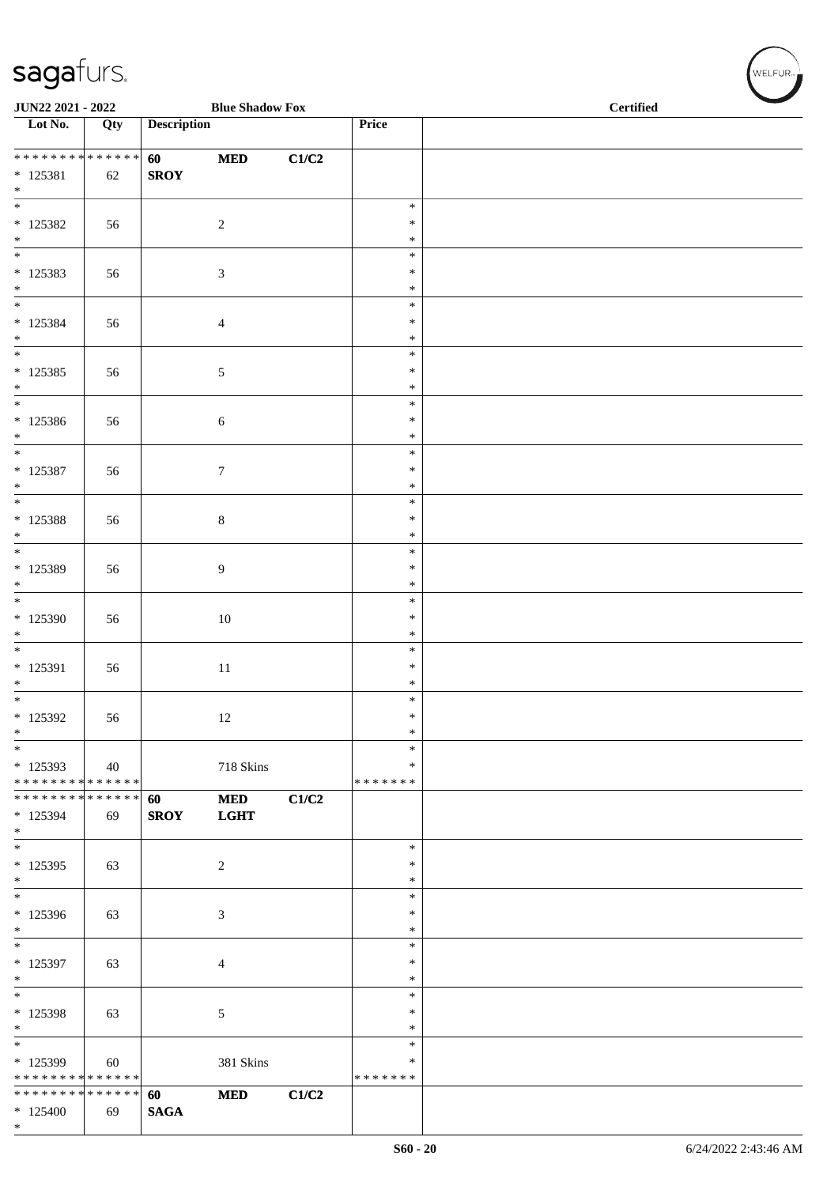**JUN22 2021 - 2022** **Blue Shadow Fox** **Certified**

| Lot No. | Qty | Description | | | Price | |
|---|---|---|---|---|---|---|
| * * * * * * * * * * * * * * | | **60** | **MED** | **C1/C2** | | |
| * 125381 | 62 | **SROY** | | | | |
| * | | | | | | |
| * 125382 | 56 | | 2 | | * * * | |
| * 125383 | 56 | | 3 | | * * * | |
| * 125384 | 56 | | 4 | | * * * | |
| * 125385 | 56 | | 5 | | * * * | |
| * 125386 | 56 | | 6 | | * * * | |
| * 125387 | 56 | | 7 | | * * * | |
| * 125388 | 56 | | 8 | | * * * | |
| * 125389 | 56 | | 9 | | * * * | |
| * 125390 | 56 | | 10 | | * * * | |
| * 125391 | 56 | | 11 | | * * * | |
| * 125392 | 56 | | 12 | | * * * | |
| * 125393 | 40 | | 718 Skins | | * * | |
| * * * * * * * * * * * * * * | | | | | * * * * * * * | |
| * * * * * * * * * * * * * * | | **60** | **MED** | **C1/C2** | | |
| * 125394 | 69 | **SROY** | **LGHT** | | | |
| * | | | | | | |
| * 125395 | 63 | | 2 | | * * * | |
| * 125396 | 63 | | 3 | | * * * | |
| * 125397 | 63 | | 4 | | * * * | |
| * 125398 | 63 | | 5 | | * * * | |
| * 125399 | 60 | | 381 Skins | | * * | |
| * * * * * * * * * * * * * * | | | | | * * * * * * * | |
| * * * * * * * * * * * * * * | | **60** | **MED** | **C1/C2** | | |
| * 125400 | 69 | **SAGA** | | | | |
| * | | | | | | |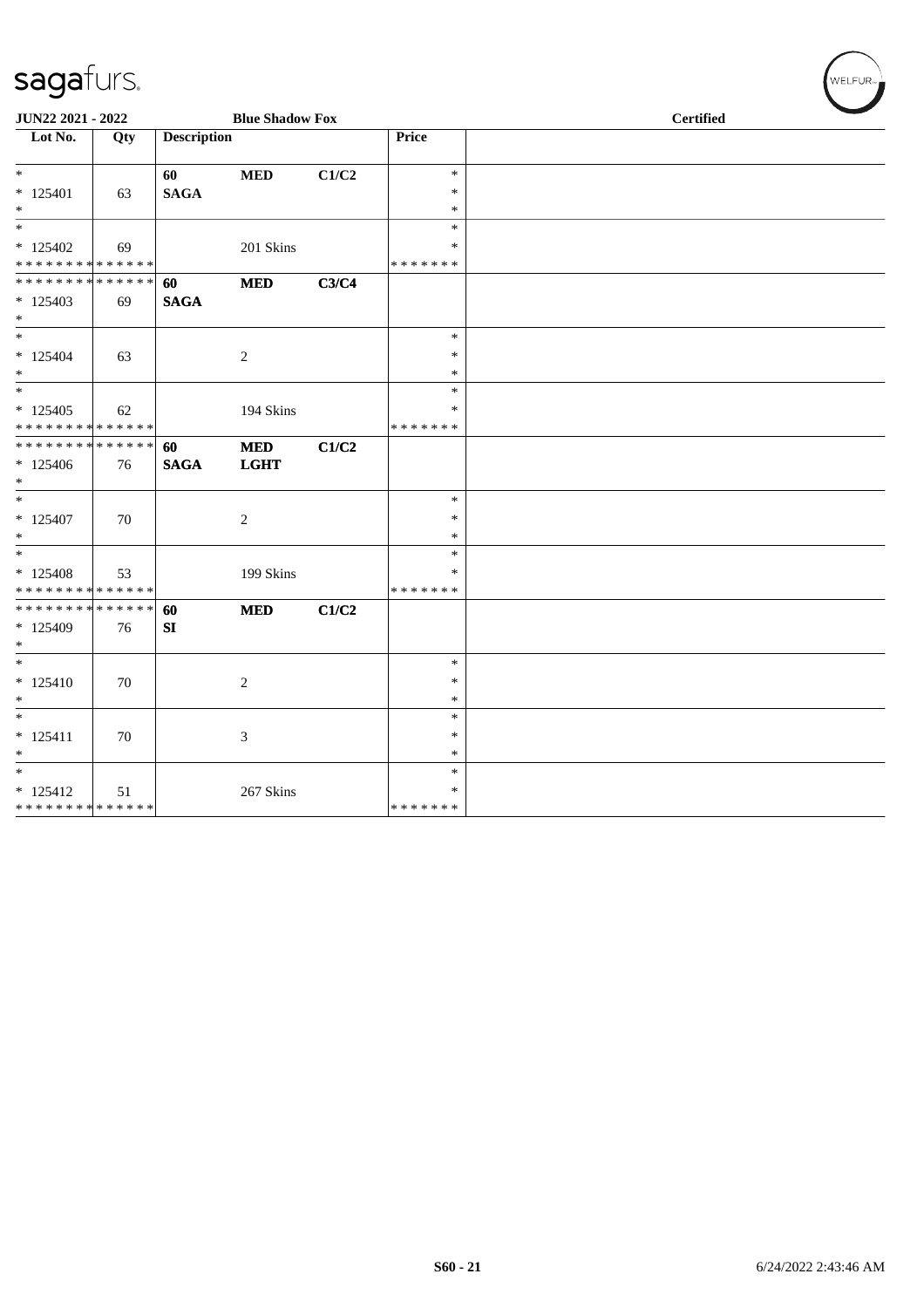sagafurs.

JUN22 2021 - 2022 Blue Shadow Fox Certified

| Lot No. | Qty | Description | | | Price | |
|---|---|---|---|---|---|---|
| * | | 60 | MED | C1/C2 | * | |
| * 125401 | 63 | SAGA | | | * | |
| * | | | | | * | |
| * | | | | | * | |
| * 125402 | 69 | | 201 Skins | | * | |
| * * * * * * * * * * * * * * | | | | | * * * * * * * | |
| * * * * * * * * * * * * * * | | 60 | MED | C3/C4 | | |
| * 125403 | 69 | SAGA | | | | |
| * | | | | | | |
| * | | | | | * | |
| * 125404 | 63 | | 2 | | * | |
| * | | | | | * | |
| * | | | | | * | |
| * 125405 | 62 | | 194 Skins | | * | |
| * * * * * * * * * * * * * * | | | | | * * * * * * * | |
| * * * * * * * * * * * * * * | | 60 | MED | C1/C2 | | |
| * 125406 | 76 | SAGA | LGHT | | | |
| * | | | | | | |
| * | | | | | * | |
| * 125407 | 70 | | 2 | | * | |
| * | | | | | * | |
| * | | | | | * | |
| * 125408 | 53 | | 199 Skins | | * | |
| * * * * * * * * * * * * * * | | | | | * * * * * * * | |
| * * * * * * * * * * * * * * | | 60 | MED | C1/C2 | | |
| * 125409 | 76 | SI | | | | |
| * | | | | | | |
| * | | | | | * | |
| * 125410 | 70 | | 2 | | * | |
| * | | | | | * | |
| * | | | | | * | |
| * 125411 | 70 | | 3 | | * | |
| * | | | | | * | |
| * | | | | | * | |
| * 125412 | 51 | | 267 Skins | | * | |
| * * * * * * * * * * * * * * | | | | | * * * * * * * | |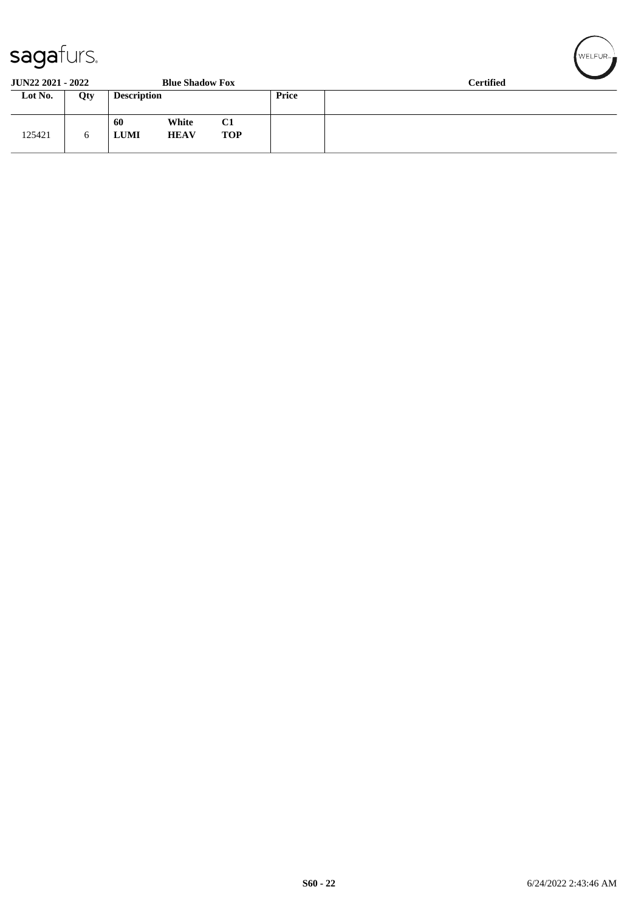**JUN22 2021 - 2022** | **Blue Shadow Fox** | **Certified**

| Lot No. | Qty | Description | | | Price | |
|---|---|---|---|---|---|---|
| 125421 | 6 | **60** **LUMI** | **White** **HEAV** | **C1** **TOP** | | |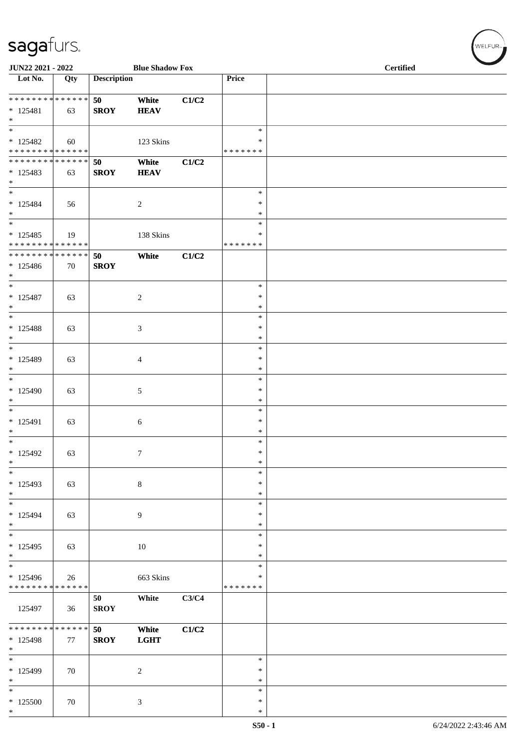**JUN22 2021 - 2022** **Blue Shadow Fox** **Certified**

| Lot No. | Qty | Description | | | Price | |
|---|---|---|---|---|---|---|
| * * * * * * * * * * * * * * | | 50 | White | C1/C2 | | |
| * 125481 | 63 | SROY | HEAV | | | |
| * | | | | | | |
| * | | | | | * | |
| * 125482 | 60 | | 123 Skins | | * | |
| * * * * * * * * * * * * * * | | | | | * * * * * * * | |
| * * * * * * * * * * * * * * | | 50 | White | C1/C2 | | |
| * 125483 | 63 | SROY | HEAV | | | |
| * | | | | | | |
| * | | | | | * | |
| * 125484 | 56 | | 2 | | * | |
| * | | | | | * | |
| * | | | | | * | |
| * 125485 | 19 | | 138 Skins | | * | |
| * * * * * * * * * * * * * * | | | | | * * * * * * * | |
| * * * * * * * * * * * * * * | | 50 | White | C1/C2 | | |
| * 125486 | 70 | SROY | | | | |
| * | | | | | | |
| * | | | | | * | |
| * 125487 | 63 | | 2 | | * | |
| * | | | | | * | |
| * | | | | | * | |
| * 125488 | 63 | | 3 | | * | |
| * | | | | | * | |
| * | | | | | * | |
| * 125489 | 63 | | 4 | | * | |
| * | | | | | * | |
| * | | | | | * | |
| * 125490 | 63 | | 5 | | * | |
| * | | | | | * | |
| * | | | | | * | |
| * 125491 | 63 | | 6 | | * | |
| * | | | | | * | |
| * | | | | | * | |
| * 125492 | 63 | | 7 | | * | |
| * | | | | | * | |
| * | | | | | * | |
| * 125493 | 63 | | 8 | | * | |
| * | | | | | * | |
| * | | | | | * | |
| * 125494 | 63 | | 9 | | * | |
| * | | | | | * | |
| * | | | | | * | |
| * 125495 | 63 | | 10 | | * | |
| * | | | | | * | |
| * | | | | | * | |
| * 125496 | 26 | | 663 Skins | | * | |
| * * * * * * * * * * * * * * | | | | | * * * * * * * | |
| | | 50 | White | C3/C4 | | |
| 125497 | 36 | SROY | | | | |
| * * * * * * * * * * * * * * | | 50 | White | C1/C2 | | |
| * 125498 | 77 | SROY | LGHT | | | |
| * | | | | | | |
| * | | | | | * | |
| * 125499 | 70 | | 2 | | * | |
| * | | | | | * | |
| * | | | | | * | |
| * 125500 | 70 | | 3 | | * | |
| * | | | | | * | |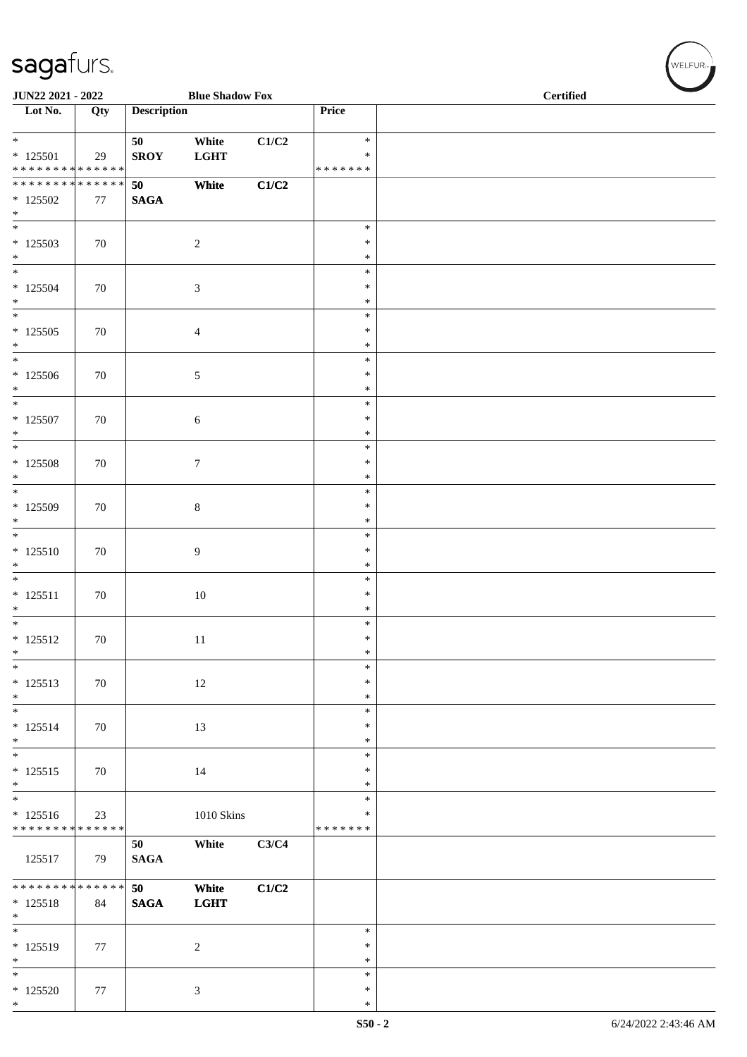| Lot No. | Qty | Description | | | Price | |
|---|---|---|---|---|---|---|
| * | | 50 | White | C1/C2 | * | |
| * 125501 | 29 | SROY | LGHT | | * | |
| * * * * * * * * * * * * * * | | | | | * * * * * * * | |
| * * * * * * * * * * * * * * | | 50 | White | C1/C2 | | |
| * 125502 | 77 | SAGA | | | | |
| * | | | | | | |
| * | | | | | * | |
| * 125503 | 70 | | 2 | | * | |
| * | | | | | * | |
| * | | | | | * | |
| * 125504 | 70 | | 3 | | * | |
| * | | | | | * | |
| * | | | | | * | |
| * 125505 | 70 | | 4 | | * | |
| * | | | | | * | |
| * | | | | | * | |
| * 125506 | 70 | | 5 | | * | |
| * | | | | | * | |
| * | | | | | * | |
| * 125507 | 70 | | 6 | | * | |
| * | | | | | * | |
| * | | | | | * | |
| * 125508 | 70 | | 7 | | * | |
| * | | | | | * | |
| * | | | | | * | |
| * 125509 | 70 | | 8 | | * | |
| * | | | | | * | |
| * | | | | | * | |
| * 125510 | 70 | | 9 | | * | |
| * | | | | | * | |
| * | | | | | * | |
| * 125511 | 70 | | 10 | | * | |
| * | | | | | * | |
| * | | | | | * | |
| * 125512 | 70 | | 11 | | * | |
| * | | | | | * | |
| * | | | | | * | |
| * 125513 | 70 | | 12 | | * | |
| * | | | | | * | |
| * | | | | | * | |
| * 125514 | 70 | | 13 | | * | |
| * | | | | | * | |
| * | | | | | * | |
| * 125515 | 70 | | 14 | | * | |
| * | | | | | * | |
| * | | | | | * | |
| * 125516 | 23 | | 1010 Skins | | * | |
| * * * * * * * * * * * * * * | | | | | * * * * * * * | |
| | | 50 | White | C3/C4 | | |
| 125517 | 79 | SAGA | | | | |
| * * * * * * * * * * * * * * | | 50 | White | C1/C2 | | |
| * 125518 | 84 | SAGA | LGHT | | | |
| * | | | | | | |
| * | | | | | * | |
| * 125519 | 77 | | 2 | | * | |
| * | | | | | * | |
| * | | | | | * | |
| * 125520 | 77 | | 3 | | * | |
| * | | | | | * | |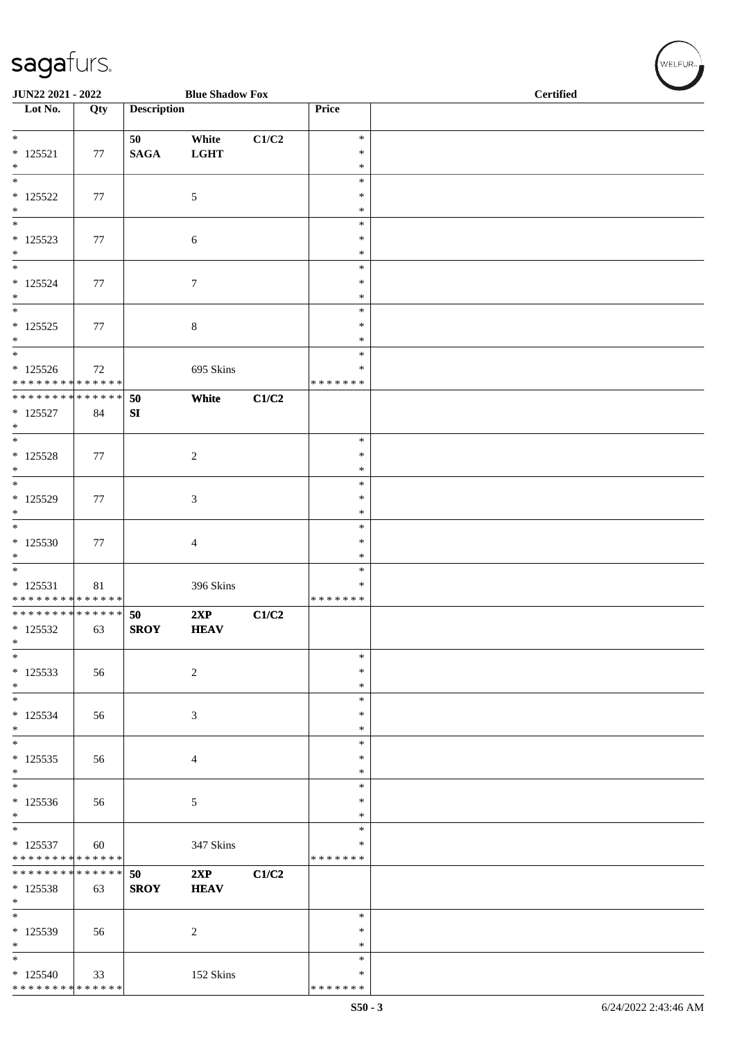JUN22 2021 - 2022 | Blue Shadow Fox | Certified

| Lot No. | Qty | Description | | | Price | |
|---|---|---|---|---|---|---|
| * 125521 * | 77 | 50 SAGA | White LGHT | C1/C2 | * * * | |
| * 125522 * | 77 | | 5 | | * * * | |
| * 125523 * | 77 | | 6 | | * * * | |
| * 125524 * | 77 | | 7 | | * * * | |
| * 125525 * | 77 | | 8 | | * * * | |
| * 125526 * * * * * * * * * * * * * * | 72 | | 695 Skins | | * * * * * * * * | |
| * * * * * * * * * * * * * * 125527 * | 84 | 50 SI | White | C1/C2 | | |
| * 125528 * | 77 | | 2 | | * * * | |
| * 125529 * | 77 | | 3 | | * * * | |
| * 125530 * | 77 | | 4 | | * * * | |
| * 125531 * * * * * * * * * * * * * * | 81 | | 396 Skins | | * * * * * * * * | |
| * * * * * * * * * * * * * * 125532 * | 63 | 50 SROY | 2XP HEAV | C1/C2 | | |
| * 125533 * | 56 | | 2 | | * * * | |
| * 125534 * | 56 | | 3 | | * * * | |
| * 125535 * | 56 | | 4 | | * * * | |
| * 125536 * | 56 | | 5 | | * * * | |
| * 125537 * * * * * * * * * * * * * * | 60 | | 347 Skins | | * * * * * * * * | |
| * * * * * * * * * * * * * * 125538 * | 63 | 50 SROY | 2XP HEAV | C1/C2 | | |
| * 125539 * | 56 | | 2 | | * * * | |
| * 125540 * * * * * * * * * * * * * * | 33 | | 152 Skins | | * * * * * * * * | |

S50 - 3 | 6/24/2022 2:43:46 AM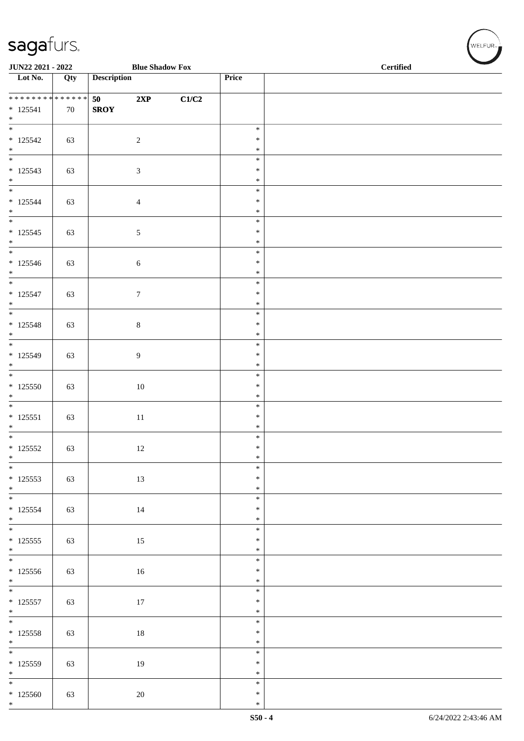JUN22 2021 - 2022 | Blue Shadow Fox | Certified

| Lot No. | Qty | Description | | | Price | |
|---|---|---|---|---|---|---|
| * * * * * * * * * * * * * * 125541 * | 70 | 50 SROY | 2XP | C1/C2 | | |
| * 125542 * | 63 | | 2 | | * * * | |
| * 125543 * | 63 | | 3 | | * * * | |
| * 125544 * | 63 | | 4 | | * * * | |
| * 125545 * | 63 | | 5 | | * * * | |
| * 125546 * | 63 | | 6 | | * * * | |
| * 125547 * | 63 | | 7 | | * * * | |
| * 125548 * | 63 | | 8 | | * * * | |
| * 125549 * | 63 | | 9 | | * * * | |
| * 125550 * | 63 | | 10 | | * * * | |
| * 125551 * | 63 | | 11 | | * * * | |
| * 125552 * | 63 | | 12 | | * * * | |
| * 125553 * | 63 | | 13 | | * * * | |
| * 125554 * | 63 | | 14 | | * * * | |
| * 125555 * | 63 | | 15 | | * * * | |
| * 125556 * | 63 | | 16 | | * * * | |
| * 125557 * | 63 | | 17 | | * * * | |
| * 125558 * | 63 | | 18 | | * * * | |
| * 125559 * | 63 | | 19 | | * * * | |
| * 125560 * | 63 | | 20 | | * * * | |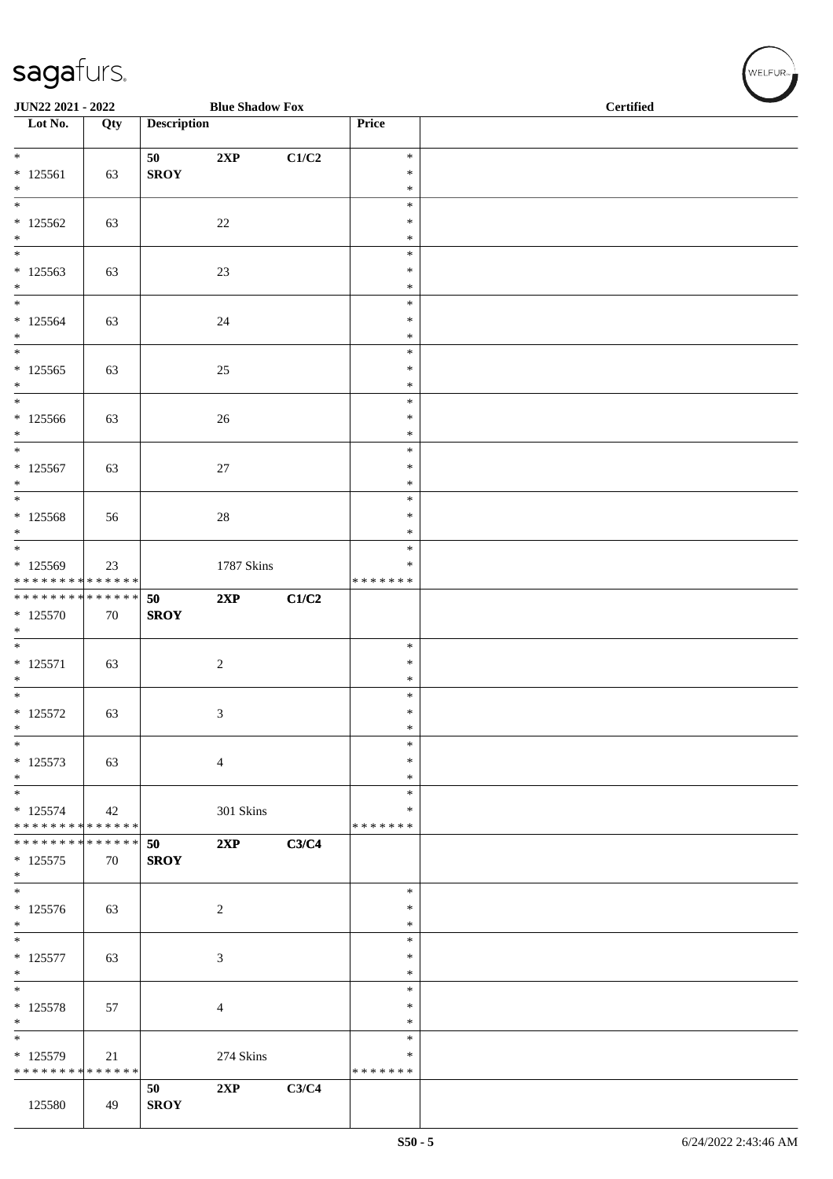| Lot No. | Qty | Description | | | Price | |
|---|---|---|---|---|---|---|
| * 125561 * | 63 | 50 SROY | 2XP | C1/C2 | * * * | |
| * 125562 * | 63 | | 22 | | * * * | |
| * 125563 * | 63 | | 23 | | * * * | |
| * 125564 * | 63 | | 24 | | * * * | |
| * 125565 * | 63 | | 25 | | * * * | |
| * 125566 * | 63 | | 26 | | * * * | |
| * 125567 * | 63 | | 27 | | * * * | |
| * 125568 * | 56 | | 28 | | * * * | |
| * 125569 * * * * * * * * * * * * * * | 23 | | 1787 Skins | | * * * * * * * * * | |
| * * * * * * * * * * * * * * 125570 * | 70 | 50 SROY | 2XP | C1/C2 | | |
| * 125571 * | 63 | | 2 | | * * * | |
| * 125572 * | 63 | | 3 | | * * * | |
| * 125573 * | 63 | | 4 | | * * * | |
| * 125574 * * * * * * * * * * * * * * | 42 | | 301 Skins | | * * * * * * * * * | |
| * * * * * * * * * * * * * * 125575 * | 70 | 50 SROY | 2XP | C3/C4 | | |
| * 125576 * | 63 | | 2 | | * * * | |
| * 125577 * | 63 | | 3 | | * * * | |
| * 125578 * | 57 | | 4 | | * * * | |
| * 125579 * * * * * * * * * * * * * * | 21 | | 274 Skins | | * * * * * * * * * | |
| 125580 | 49 | 50 SROY | 2XP | C3/C4 | | |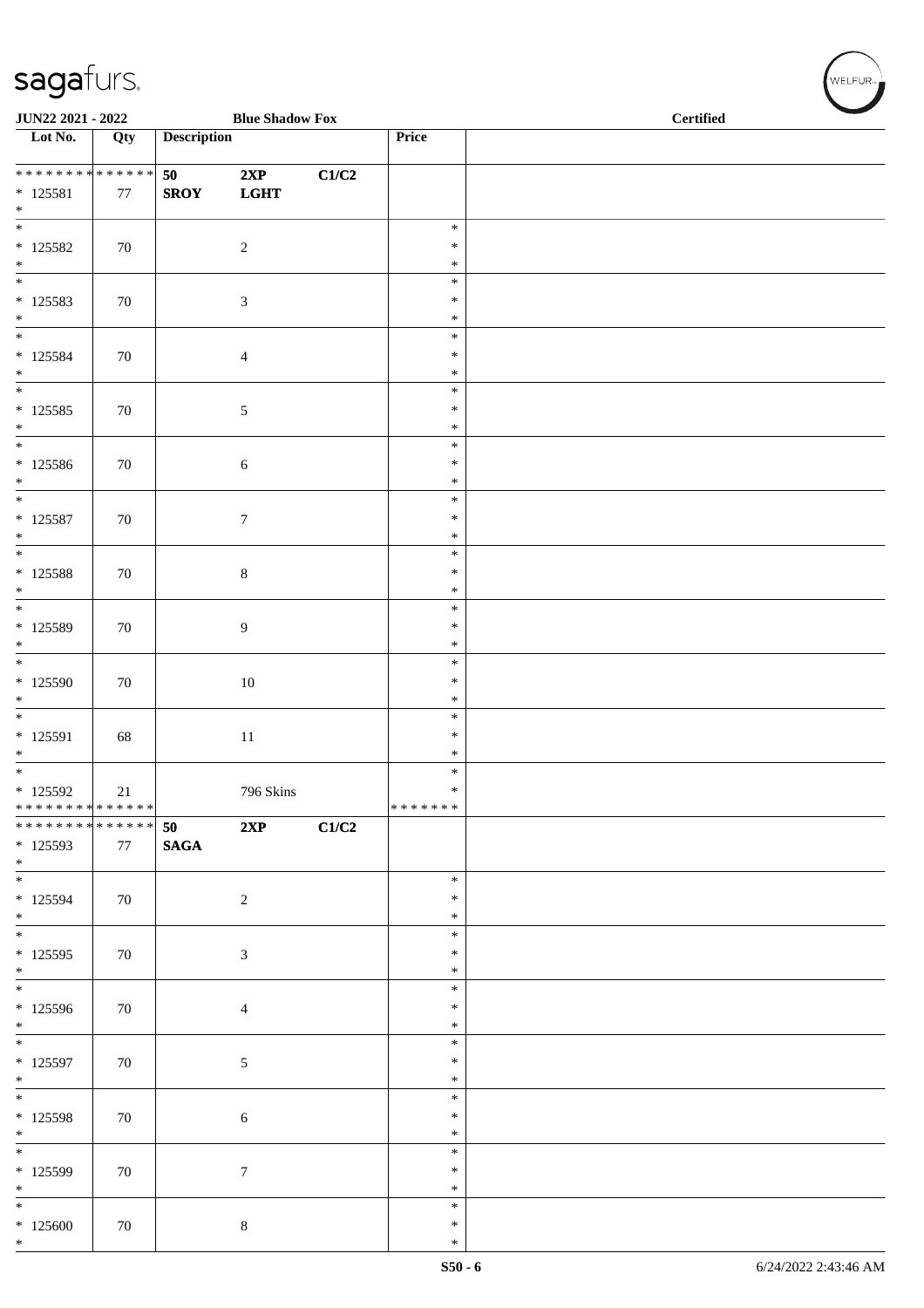JUN22 2021 - 2022 | Blue Shadow Fox | Certified

| Lot No. | Qty | Description | | | Price | |
|---|---|---|---|---|---|---|
| * * * * * * * * * * * * * * | | 50 | 2XP | C1/C2 | | |
| * 125581 | 77 | SROY | LGHT | | | |
| * | | | | | | |
| * 125582 | 70 | | 2 | | * * * | |
| * 125583 | 70 | | 3 | | * * * | |
| * 125584 | 70 | | 4 | | * * * | |
| * 125585 | 70 | | 5 | | * * * | |
| * 125586 | 70 | | 6 | | * * * | |
| * 125587 | 70 | | 7 | | * * * | |
| * 125588 | 70 | | 8 | | * * * | |
| * 125589 | 70 | | 9 | | * * * | |
| * 125590 | 70 | | 10 | | * * * | |
| * 125591 | 68 | | 11 | | * * * | |
| * 125592 | 21 | | 796 Skins | | * * | |
| * * * * * * * * * * * * * * | | | | | * * * * * * * | |
| * * * * * * * * * * * * * * | | 50 | 2XP | C1/C2 | | |
| * 125593 | 77 | SAGA | | | | |
| * | | | | | | |
| * 125594 | 70 | | 2 | | * * * | |
| * 125595 | 70 | | 3 | | * * * | |
| * 125596 | 70 | | 4 | | * * * | |
| * 125597 | 70 | | 5 | | * * * | |
| * 125598 | 70 | | 6 | | * * * | |
| * 125599 | 70 | | 7 | | * * * | |
| * 125600 | 70 | | 8 | | * * * | |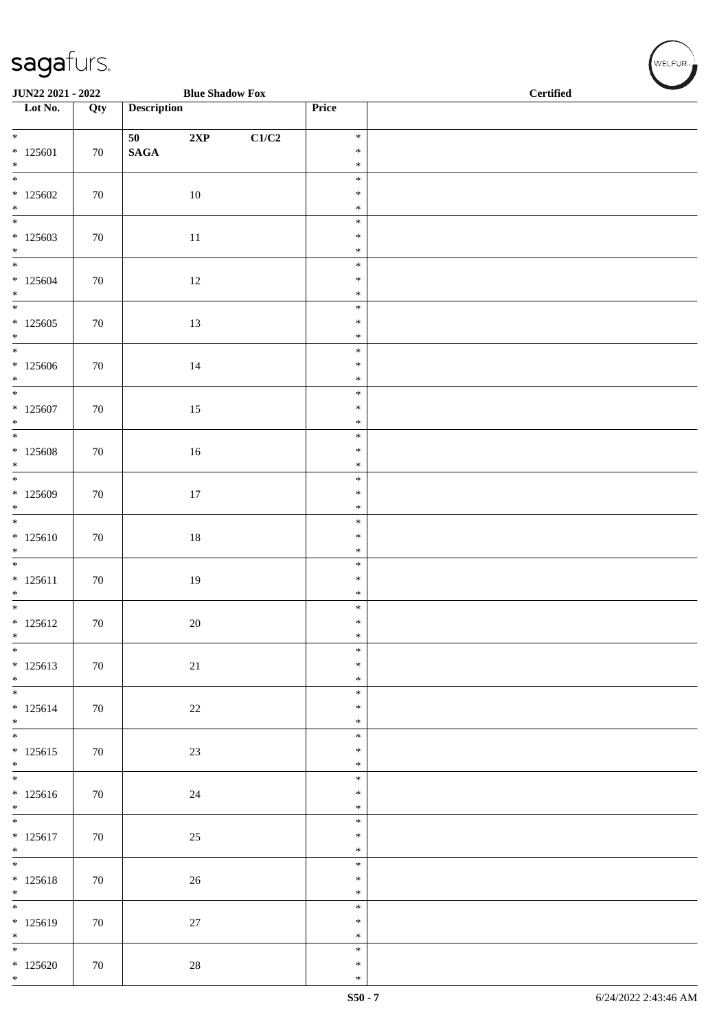sagafurs.

JUN22 2021 - 2022 — Blue Shadow Fox — Certified

| Lot No. | Qty | Description | Price | |
|---|---|---|---|---|
| * 125601 * | 70 | 50 2XP C1/C2 SAGA | * * * | |
| * 125602 * | 70 | 10 | * * * | |
| * 125603 * | 70 | 11 | * * * | |
| * 125604 * | 70 | 12 | * * * | |
| * 125605 * | 70 | 13 | * * * | |
| * 125606 * | 70 | 14 | * * * | |
| * 125607 * | 70 | 15 | * * * | |
| * 125608 * | 70 | 16 | * * * | |
| * 125609 * | 70 | 17 | * * * | |
| * 125610 * | 70 | 18 | * * * | |
| * 125611 * | 70 | 19 | * * * | |
| * 125612 * | 70 | 20 | * * * | |
| * 125613 * | 70 | 21 | * * * | |
| * 125614 * | 70 | 22 | * * * | |
| * 125615 * | 70 | 23 | * * * | |
| * 125616 * | 70 | 24 | * * * | |
| * 125617 * | 70 | 25 | * * * | |
| * 125618 * | 70 | 26 | * * * | |
| * 125619 * | 70 | 27 | * * * | |
| * 125620 * | 70 | 28 | * * * | |

S50 - 7 — 6/24/2022 2:43:46 AM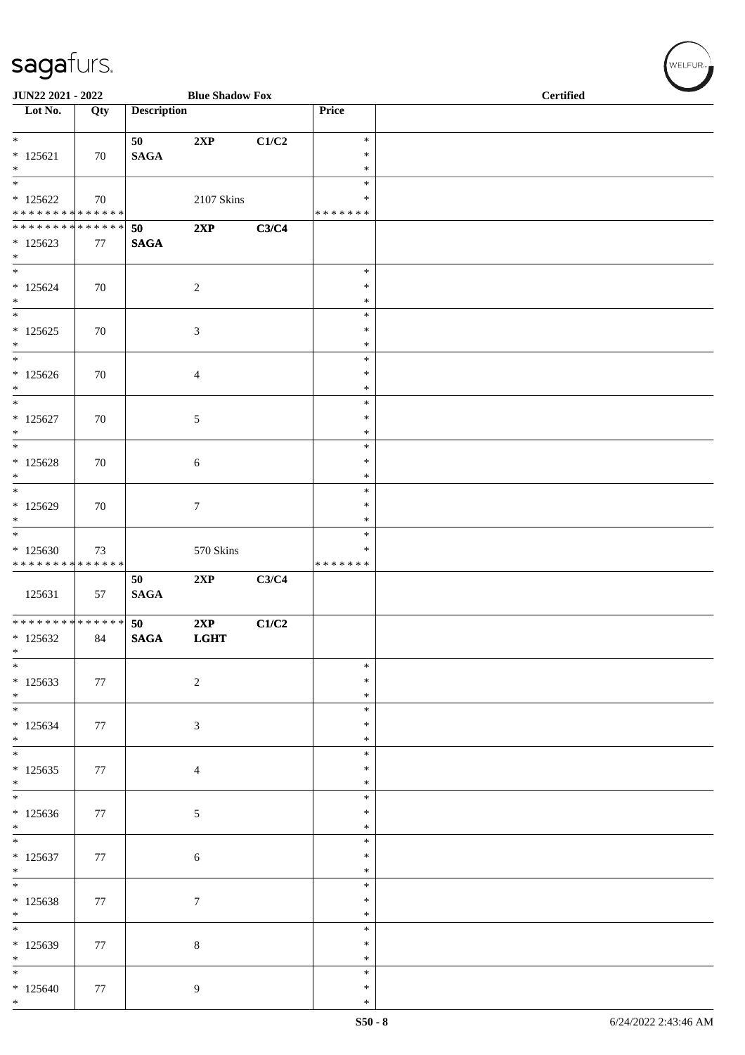**JUN22 2021 - 2022** **Blue Shadow Fox** **Certified**

| Lot No. | Qty | Description | | | Price | |
|---|---|---|---|---|---|---|
| * 125621 * | 70 | **50 SAGA** | **2XP** | **C1/C2** | * * * | |
| * 125622 * * * * * * * * * * * * * * | 70 | | 2107 Skins | | * * * * * * * * * | |
| * * * * * * * * * * * * * * 125623 * | 77 | **50 SAGA** | **2XP** | **C3/C4** | | |
| * 125624 * | 70 | | 2 | | * * * | |
| * 125625 * | 70 | | 3 | | * * * | |
| * 125626 * | 70 | | 4 | | * * * | |
| * 125627 * | 70 | | 5 | | * * * | |
| * 125628 * | 70 | | 6 | | * * * | |
| * 125629 * | 70 | | 7 | | * * * | |
| * 125630 * * * * * * * * * * * * * * | 73 | | 570 Skins | | * * * * * * * * * | |
| 125631 | 57 | **50 SAGA** | **2XP** | **C3/C4** | | |
| * * * * * * * * * * * * * * 125632 * | 84 | **50 SAGA** | **2XP LGHT** | **C1/C2** | | |
| * 125633 * | 77 | | 2 | | * * * | |
| * 125634 * | 77 | | 3 | | * * * | |
| * 125635 * | 77 | | 4 | | * * * | |
| * 125636 * | 77 | | 5 | | * * * | |
| * 125637 * | 77 | | 6 | | * * * | |
| * 125638 * | 77 | | 7 | | * * * | |
| * 125639 * | 77 | | 8 | | * * * | |
| * 125640 * | 77 | | 9 | | * * * | |

6/24/2022 2:43:46 AM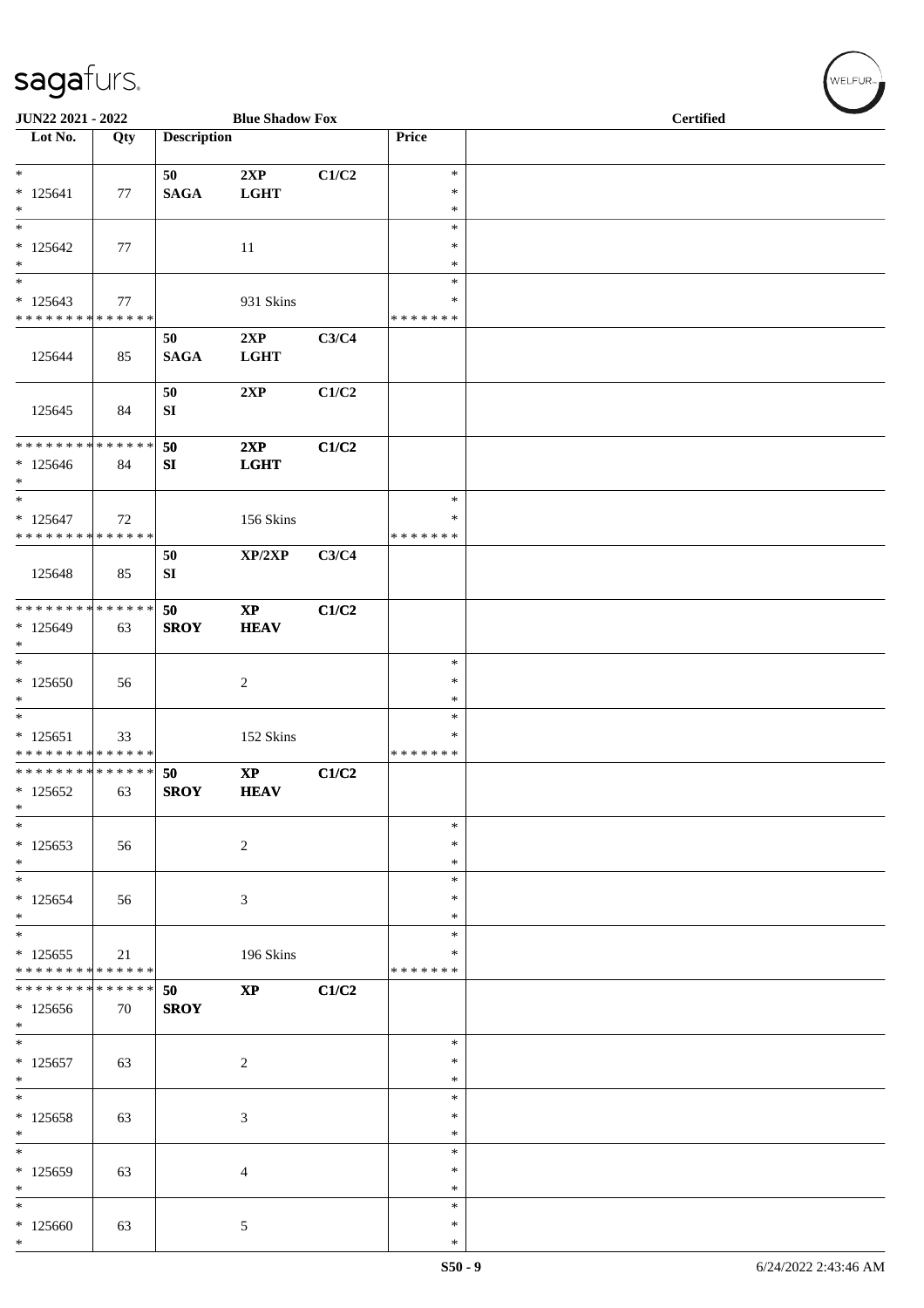| Lot No. | Qty | Description | | | Price | |
|---|---|---|---|---|---|---|
| * | | 50 | 2XP | C1/C2 | * | |
| * 125641 | 77 | SAGA | LGHT | | * | |
| * | | | | | * | |
| * | | | | | * | |
| * 125642 | 77 | | 11 | | * | |
| * | | | | | * | |
| * | | | | | * | |
| * 125643 | 77 | | 931 Skins | | * | |
| * * * * * * * * * * * * * * | | | | | * * * * * * * | |
| | | 50 | 2XP | C3/C4 | | |
| 125644 | 85 | SAGA | LGHT | | | |
| | | 50 | 2XP | C1/C2 | | |
| 125645 | 84 | SI | | | | |
| * * * * * * * * * * * * * * | | 50 | 2XP | C1/C2 | | |
| * 125646 | 84 | SI | LGHT | | | |
| * | | | | | | |
| * | | | | | * | |
| * 125647 | 72 | | 156 Skins | | * | |
| * * * * * * * * * * * * * * | | | | | * * * * * * * | |
| | | 50 | XP/2XP | C3/C4 | | |
| 125648 | 85 | SI | | | | |
| * * * * * * * * * * * * * * | | 50 | XP | C1/C2 | | |
| * 125649 | 63 | SROY | HEAV | | | |
| * | | | | | | |
| * | | | | | * | |
| * 125650 | 56 | | 2 | | * | |
| * | | | | | * | |
| * | | | | | * | |
| * 125651 | 33 | | 152 Skins | | * | |
| * * * * * * * * * * * * * * | | | | | * * * * * * * | |
| * * * * * * * * * * * * * * | | 50 | XP | C1/C2 | | |
| * 125652 | 63 | SROY | HEAV | | | |
| * | | | | | | |
| * | | | | | * | |
| * 125653 | 56 | | 2 | | * | |
| * | | | | | * | |
| * | | | | | * | |
| * 125654 | 56 | | 3 | | * | |
| * | | | | | * | |
| * | | | | | * | |
| * 125655 | 21 | | 196 Skins | | * | |
| * * * * * * * * * * * * * * | | | | | * * * * * * * | |
| * * * * * * * * * * * * * * | | 50 | XP | C1/C2 | | |
| * 125656 | 70 | SROY | | | | |
| * | | | | | | |
| * | | | | | * | |
| * 125657 | 63 | | 2 | | * | |
| * | | | | | * | |
| * | | | | | * | |
| * 125658 | 63 | | 3 | | * | |
| * | | | | | * | |
| * | | | | | * | |
| * 125659 | 63 | | 4 | | * | |
| * | | | | | * | |
| * | | | | | * | |
| * 125660 | 63 | | 5 | | * | |
| * | | | | | * | |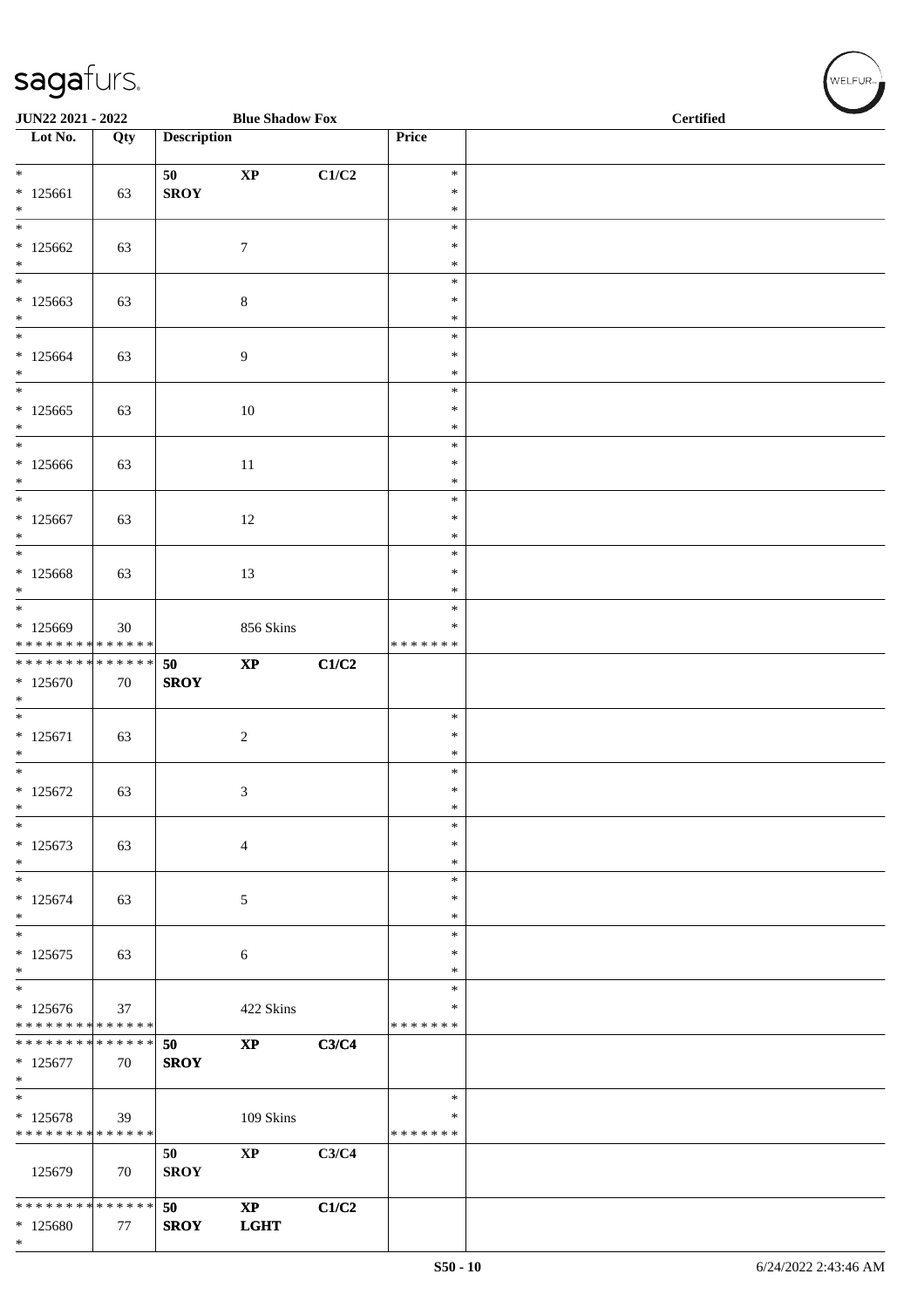| Lot No. | Qty | Description | | | Price | Certified |
|---|---|---|---|---|---|---|
| * 125661 * | 63 | 50 SROY | XP | C1/C2 | * * * | |
| * 125662 * | 63 | | 7 | | * * * | |
| * 125663 * | 63 | | 8 | | * * * | |
| * 125664 * | 63 | | 9 | | * * * | |
| * 125665 * | 63 | | 10 | | * * * | |
| * 125666 * | 63 | | 11 | | * * * | |
| * 125667 * | 63 | | 12 | | * * * | |
| * 125668 * | 63 | | 13 | | * * * | |
| * 125669 * * * * * * * * * * * * * * | 30 | | 856 Skins | | * * * * * * * * * | |
| * * * * * * * * * * * * * * 125670 * | 70 | 50 SROY | XP | C1/C2 | | |
| * 125671 * | 63 | | 2 | | * * * | |
| * 125672 * | 63 | | 3 | | * * * | |
| * 125673 * | 63 | | 4 | | * * * | |
| * 125674 * | 63 | | 5 | | * * * | |
| * 125675 * | 63 | | 6 | | * * * | |
| * 125676 * * * * * * * * * * * * * * | 37 | | 422 Skins | | * * * * * * * * * | |
| * * * * * * * * * * * * * * 125677 * | 70 | 50 SROY | XP | C3/C4 | | |
| * 125678 * * * * * * * * * * * * * * | 39 | | 109 Skins | | * * * * * * * * | |
| 125679 | 70 | 50 SROY | XP | C3/C4 | | |
| * * * * * * * * * * * * * * 125680 * | 77 | 50 SROY | XP LGHT | C1/C2 | | |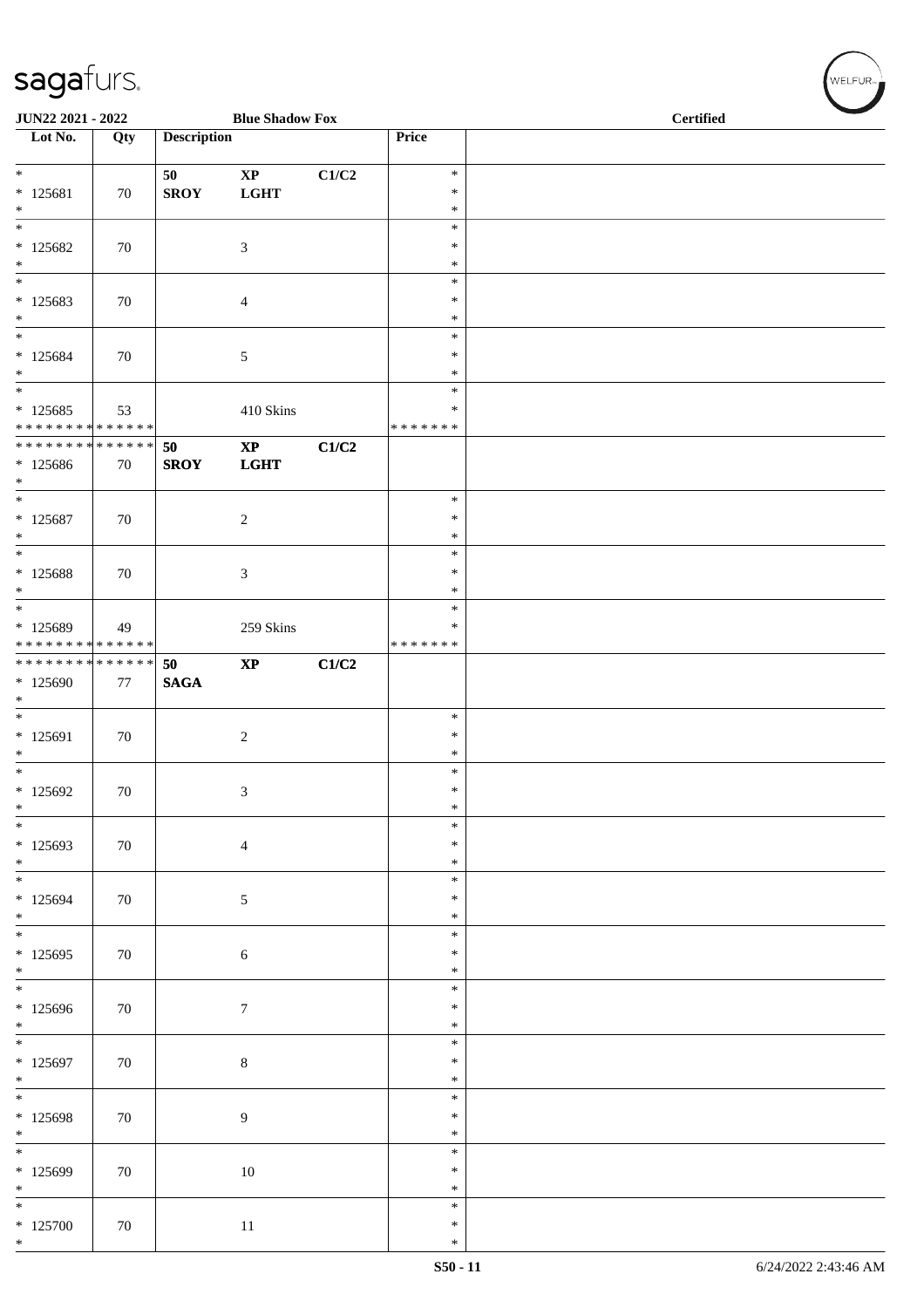JUN22 2021 - 2022 Blue Shadow Fox **Certified**

| Lot No. | Qty | Description | | | Price | |
|---|---|---|---|---|---|---|
| * 125681 * | 70 | **50 SROY** | **XP LGHT** | **C1/C2** | * * * | |
| * 125682 * | 70 | | 3 | | * * * | |
| * 125683 * | 70 | | 4 | | * * * | |
| * 125684 * | 70 | | 5 | | * * * | |
| * 125685 * * * * * * * * * * * * * * | 53 | | 410 Skins | | * * * * * * * * | |
| * * * * * * * * * * * * * * 125686 * | 70 | **50 SROY** | **XP LGHT** | **C1/C2** | | |
| * 125687 * | 70 | | 2 | | * * * | |
| * 125688 * | 70 | | 3 | | * * * | |
| * 125689 * * * * * * * * * * * * * * | 49 | | 259 Skins | | * * * * * * * * | |
| * * * * * * * * * * * * * * 125690 * | 77 | **50 SAGA** | **XP** | **C1/C2** | | |
| * 125691 * | 70 | | 2 | | * * * | |
| * 125692 * | 70 | | 3 | | * * * | |
| * 125693 * | 70 | | 4 | | * * * | |
| * 125694 * | 70 | | 5 | | * * * | |
| * 125695 * | 70 | | 6 | | * * * | |
| * 125696 * | 70 | | 7 | | * * * | |
| * 125697 * | 70 | | 8 | | * * * | |
| * 125698 * | 70 | | 9 | | * * * | |
| * 125699 * | 70 | | 10 | | * * * | |
| * 125700 * | 70 | | 11 | | * * * | |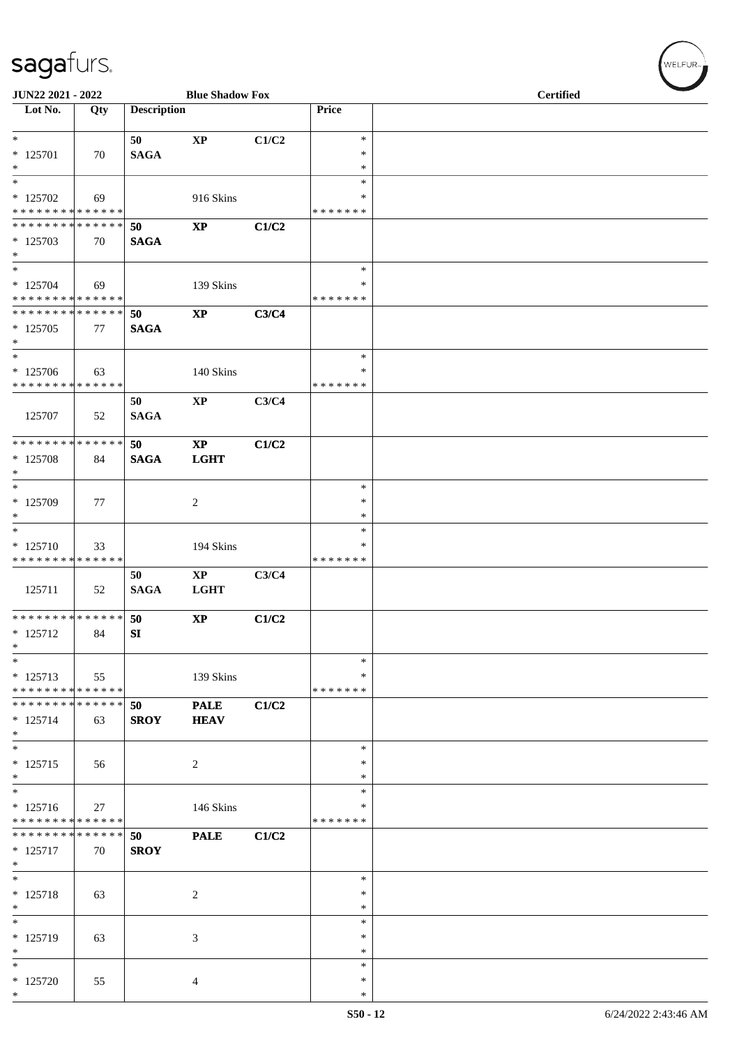JUN22 2021 - 2022 | Blue Shadow Fox | Certified

| Lot No. | Qty | Description | | | Price | |
|---|---|---|---|---|---|---|
| * | | 50 | **XP** | C1/C2 | * | |
| * 125701 | 70 | **SAGA** | | | * | |
| * | | | | | * | |
| * | | | | | * | |
| * 125702 | 69 | | 916 Skins | | * | |
| * * * * * * * * * * * * * * | | | | | * * * * * * * | |
| * * * * * * * * * * * * * * | | 50 | **XP** | C1/C2 | | |
| * 125703 | 70 | **SAGA** | | | | |
| * | | | | | | |
| * | | | | | * | |
| * 125704 | 69 | | 139 Skins | | * | |
| * * * * * * * * * * * * * * | | | | | * * * * * * * | |
| * * * * * * * * * * * * * * | | 50 | **XP** | C3/C4 | | |
| * 125705 | 77 | **SAGA** | | | | |
| * | | | | | | |
| * | | | | | * | |
| * 125706 | 63 | | 140 Skins | | * | |
| * * * * * * * * * * * * * * | | | | | * * * * * * * | |
| 125707 | 52 | 50 **SAGA** | **XP** | C3/C4 | | |
| * * * * * * * * * * * * * * | | 50 | **XP** | C1/C2 | | |
| * 125708 | 84 | **SAGA** | **LGHT** | | | |
| * | | | | | | |
| * | | | | | * | |
| * 125709 | 77 | | 2 | | * | |
| * | | | | | * | |
| * | | | | | * | |
| * 125710 | 33 | | 194 Skins | | * | |
| * * * * * * * * * * * * * * | | | | | * * * * * * * | |
| 125711 | 52 | 50 **SAGA** | **XP** **LGHT** | C3/C4 | | |
| * * * * * * * * * * * * * * | | 50 | **XP** | C1/C2 | | |
| * 125712 | 84 | **SI** | | | | |
| * | | | | | | |
| * | | | | | * | |
| * 125713 | 55 | | 139 Skins | | * | |
| * * * * * * * * * * * * * * | | | | | * * * * * * * | |
| * * * * * * * * * * * * * * | | 50 | **PALE** | C1/C2 | | |
| * 125714 | 63 | **SROY** | **HEAV** | | | |
| * | | | | | | |
| * | | | | | * | |
| * 125715 | 56 | | 2 | | * | |
| * | | | | | * | |
| * | | | | | * | |
| * 125716 | 27 | | 146 Skins | | * | |
| * * * * * * * * * * * * * * | | | | | * * * * * * * | |
| * * * * * * * * * * * * * * | | 50 | **PALE** | C1/C2 | | |
| * 125717 | 70 | **SROY** | | | | |
| * | | | | | | |
| * | | | | | * | |
| * 125718 | 63 | | 2 | | * | |
| * | | | | | * | |
| * | | | | | * | |
| * 125719 | 63 | | 3 | | * | |
| * | | | | | * | |
| * | | | | | * | |
| * 125720 | 55 | | 4 | | * | |
| * | | | | | * | |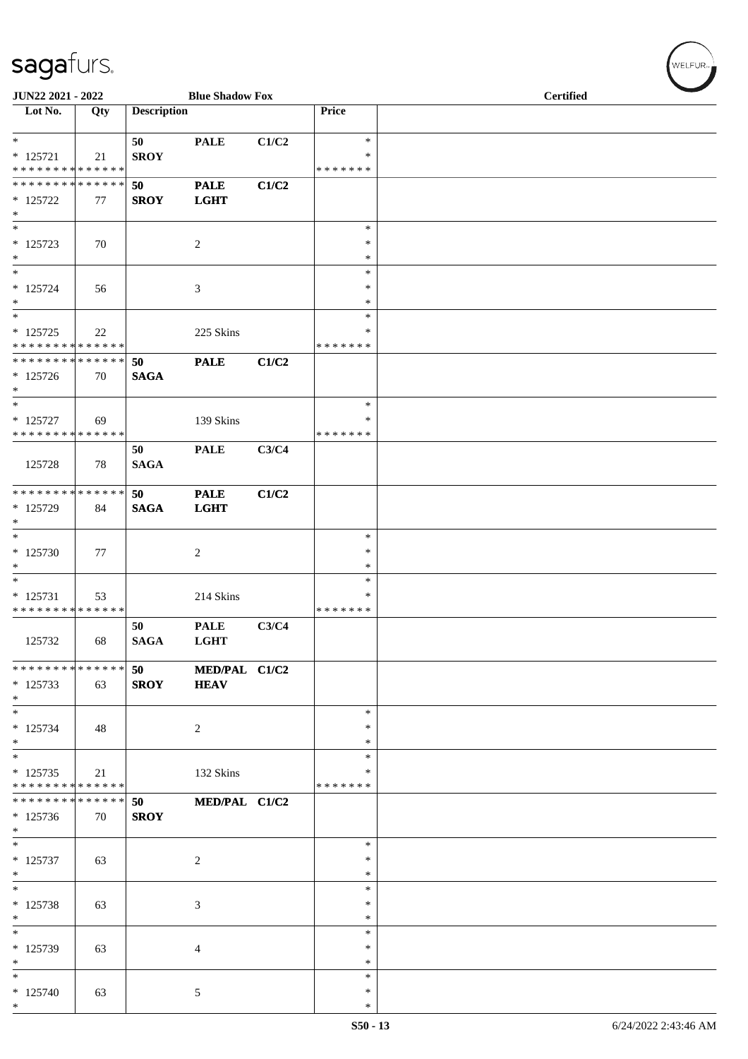JUN22 2021 - 2022 — Blue Shadow Fox — Certified

| Lot No. | Qty | Description | | | Price | |
|---|---|---|---|---|---|---|
| * | | 50 | PALE | C1/C2 | * | |
| * 125721 | 21 | SROY | | | * | |
| * * * * * * * * * * * * * * | | | | | * * * * * * * | |
| * * * * * * * * * * * * * * | | 50 | PALE | C1/C2 | | |
| * 125722 | 77 | SROY | LGHT | | | |
| * | | | | | | |
| * | | | | | * | |
| * 125723 | 70 | | 2 | | * | |
| * | | | | | * | |
| * | | | | | * | |
| * 125724 | 56 | | 3 | | * | |
| * | | | | | * | |
| * | | | | | * | |
| * 125725 | 22 | | 225 Skins | | * | |
| * * * * * * * * * * * * * * | | | | | * * * * * * * | |
| * * * * * * * * * * * * * * | | 50 | PALE | C1/C2 | | |
| * 125726 | 70 | SAGA | | | | |
| * | | | | | | |
| * | | | | | * | |
| * 125727 | 69 | | 139 Skins | | * | |
| * * * * * * * * * * * * * * | | | | | * * * * * * * | |
| | | 50 | PALE | C3/C4 | | |
| 125728 | 78 | SAGA | | | | |
| * * * * * * * * * * * * * * | | 50 | PALE | C1/C2 | | |
| * 125729 | 84 | SAGA | LGHT | | | |
| * | | | | | | |
| * | | | | | * | |
| * 125730 | 77 | | 2 | | * | |
| * | | | | | * | |
| * | | | | | * | |
| * 125731 | 53 | | 214 Skins | | * | |
| * * * * * * * * * * * * * * | | | | | * * * * * * * | |
| | | 50 | PALE | C3/C4 | | |
| 125732 | 68 | SAGA | LGHT | | | |
| * * * * * * * * * * * * * * | | 50 | MED/PAL | C1/C2 | | |
| * 125733 | 63 | SROY | HEAV | | | |
| * | | | | | | |
| * | | | | | * | |
| * 125734 | 48 | | 2 | | * | |
| * | | | | | * | |
| * | | | | | * | |
| * 125735 | 21 | | 132 Skins | | * | |
| * * * * * * * * * * * * * * | | | | | * * * * * * * | |
| * * * * * * * * * * * * * * | | 50 | MED/PAL | C1/C2 | | |
| * 125736 | 70 | SROY | | | | |
| * | | | | | | |
| * | | | | | * | |
| * 125737 | 63 | | 2 | | * | |
| * | | | | | * | |
| * | | | | | * | |
| * 125738 | 63 | | 3 | | * | |
| * | | | | | * | |
| * | | | | | * | |
| * 125739 | 63 | | 4 | | * | |
| * | | | | | * | |
| * | | | | | * | |
| * 125740 | 63 | | 5 | | * | |
| * | | | | | * | |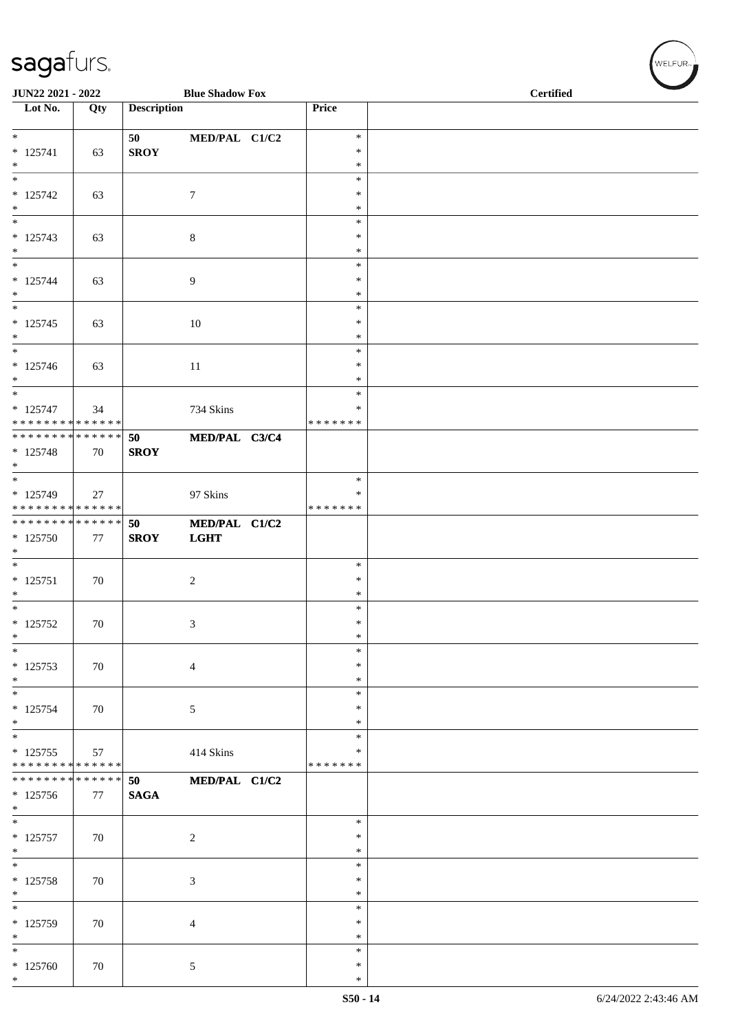**JUN22 2021 - 2022** **Blue Shadow Fox** **Certified**

| Lot No. | Qty | Description | | Price | |
|---|---|---|---|---|---|
| * | | 50 | MED/PAL C1/C2 | * | |
| * 125741 | 63 | SROY | | * | |
| * | | | | * | |
| * | | | | * | |
| * 125742 | 63 | | 7 | * | |
| * | | | | * | |
| * | | | | * | |
| * 125743 | 63 | | 8 | * | |
| * | | | | * | |
| * | | | | * | |
| * 125744 | 63 | | 9 | * | |
| * | | | | * | |
| * | | | | * | |
| * 125745 | 63 | | 10 | * | |
| * | | | | * | |
| * | | | | * | |
| * 125746 | 63 | | 11 | * | |
| * | | | | * | |
| * | | | | * | |
| * 125747 | 34 | | 734 Skins | * | |
| * * * * * * * * * * * * * * | | | | * * * * * * * | |
| * * * * * * * * * * * * * * | | 50 | MED/PAL C3/C4 | | |
| * 125748 | 70 | SROY | | | |
| * | | | | | |
| * | | | | * | |
| * 125749 | 27 | | 97 Skins | * | |
| * * * * * * * * * * * * * * | | | | * * * * * * * | |
| * * * * * * * * * * * * * * | | 50 | MED/PAL C1/C2 | | |
| * 125750 | 77 | SROY | LGHT | | |
| * | | | | | |
| * | | | | * | |
| * 125751 | 70 | | 2 | * | |
| * | | | | * | |
| * | | | | * | |
| * 125752 | 70 | | 3 | * | |
| * | | | | * | |
| * | | | | * | |
| * 125753 | 70 | | 4 | * | |
| * | | | | * | |
| * | | | | * | |
| * 125754 | 70 | | 5 | * | |
| * | | | | * | |
| * | | | | * | |
| * 125755 | 57 | | 414 Skins | * | |
| * * * * * * * * * * * * * * | | | | * * * * * * * | |
| * * * * * * * * * * * * * * | | 50 | MED/PAL C1/C2 | | |
| * 125756 | 77 | SAGA | | | |
| * | | | | | |
| * | | | | * | |
| * 125757 | 70 | | 2 | * | |
| * | | | | * | |
| * | | | | * | |
| * 125758 | 70 | | 3 | * | |
| * | | | | * | |
| * | | | | * | |
| * 125759 | 70 | | 4 | * | |
| * | | | | * | |
| * | | | | * | |
| * 125760 | 70 | | 5 | * | |
| * | | | | * | |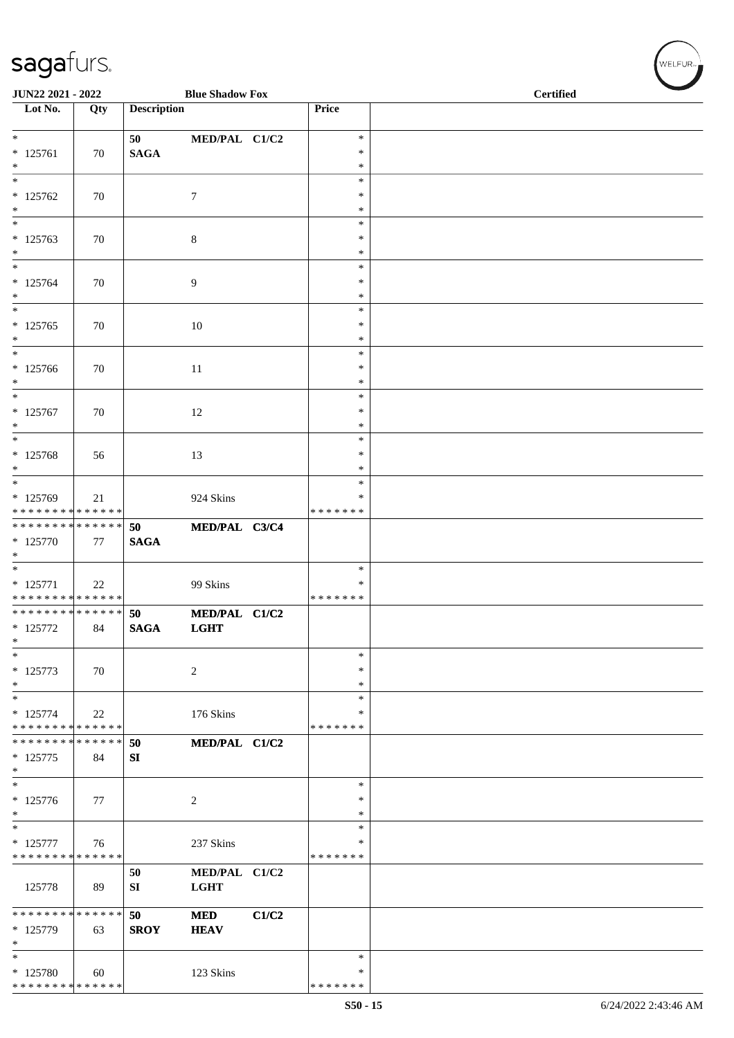JUN22 2021 - 2022 &nbsp;&nbsp;&nbsp;&nbsp; Blue Shadow Fox &nbsp;&nbsp;&nbsp;&nbsp; Certified

| Lot No. | Qty | Description | | | Price | |
|---|---|---|---|---|---|---|
| * <br> * 125761 <br> * | 70 | **50** <br> **SAGA** | **MED/PAL** | **C1/C2** | * <br> * <br> * | |
| * <br> * 125762 <br> * | 70 | | 7 | | * <br> * <br> * | |
| * <br> * 125763 <br> * | 70 | | 8 | | * <br> * <br> * | |
| * <br> * 125764 <br> * | 70 | | 9 | | * <br> * <br> * | |
| * <br> * 125765 <br> * | 70 | | 10 | | * <br> * <br> * | |
| * <br> * 125766 <br> * | 70 | | 11 | | * <br> * <br> * | |
| * <br> * 125767 <br> * | 70 | | 12 | | * <br> * <br> * | |
| * <br> * 125768 <br> * | 56 | | 13 | | * <br> * <br> * | |
| * <br> * 125769 <br> * * * * * * * * * * * * * * | 21 | | 924 Skins | | * <br> * <br> * * * * * * * | |
| * * * * * * * * * * * * * * <br> * 125770 <br> * | 77 | **50** <br> **SAGA** | **MED/PAL** | **C3/C4** | | |
| * <br> * 125771 <br> * * * * * * * * * * * * * * | 22 | | 99 Skins | | * <br> * <br> * * * * * * * | |
| * * * * * * * * * * * * * * <br> * 125772 <br> * | 84 | **50** <br> **SAGA** | **MED/PAL** <br> **LGHT** | **C1/C2** | | |
| * <br> * 125773 <br> * | 70 | | 2 | | * <br> * <br> * | |
| * <br> * 125774 <br> * * * * * * * * * * * * * * | 22 | | 176 Skins | | * <br> * <br> * * * * * * * | |
| * * * * * * * * * * * * * * <br> * 125775 <br> * | 84 | **50** <br> **SI** | **MED/PAL** | **C1/C2** | | |
| * <br> * 125776 <br> * | 77 | | 2 | | * <br> * <br> * | |
| * <br> * 125777 <br> * * * * * * * * * * * * * * | 76 | | 237 Skins | | * <br> * <br> * * * * * * * | |
| 125778 | 89 | **50** <br> **SI** | **MED/PAL** <br> **LGHT** | **C1/C2** | | |
| * * * * * * * * * * * * * * <br> * 125779 <br> * | 63 | **50** <br> **SROY** | **MED** <br> **HEAV** | **C1/C2** | | |
| * <br> * 125780 <br> * * * * * * * * * * * * * * | 60 | | 123 Skins | | * <br> * <br> * * * * * * * | |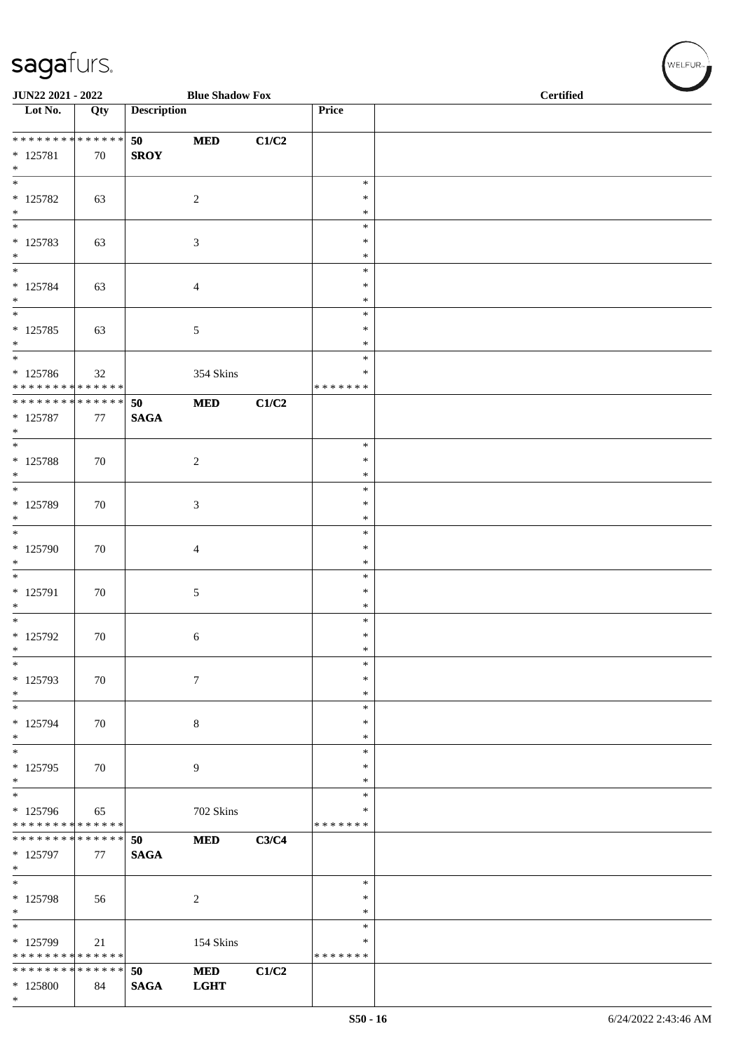**JUN22 2021 - 2022** **Blue Shadow Fox** **Certified**

| Lot No. | Qty | Description | | | Price | |
|---|---|---|---|---|---|---|
| * * * * * * * * * * * * * * | | 50 | MED | C1/C2 | | |
| * 125781 | 70 | SROY | | | | |
| * | | | | | | |
| * 125782 | 63 | | 2 | | * | |
| * 125783 | 63 | | 3 | | * | |
| * 125784 | 63 | | 4 | | * | |
| * 125785 | 63 | | 5 | | * | |
| * 125786 | 32 | | 354 Skins | | * | |
| * * * * * * * * * * * * * * | | | | | * * * * * * * | |
| * * * * * * * * * * * * * * | | 50 | MED | C1/C2 | | |
| * 125787 | 77 | SAGA | | | | |
| * 125788 | 70 | | 2 | | * | |
| * 125789 | 70 | | 3 | | * | |
| * 125790 | 70 | | 4 | | * | |
| * 125791 | 70 | | 5 | | * | |
| * 125792 | 70 | | 6 | | * | |
| * 125793 | 70 | | 7 | | * | |
| * 125794 | 70 | | 8 | | * | |
| * 125795 | 70 | | 9 | | * | |
| * 125796 | 65 | | 702 Skins | | * | |
| * * * * * * * * * * * * * * | | | | | * * * * * * * | |
| * * * * * * * * * * * * * * | | 50 | MED | C3/C4 | | |
| * 125797 | 77 | SAGA | | | | |
| * 125798 | 56 | | 2 | | * | |
| * 125799 | 21 | | 154 Skins | | * | |
| * * * * * * * * * * * * * * | | | | | * * * * * * * | |
| * * * * * * * * * * * * * * | | 50 | MED | C1/C2 | | |
| * 125800 | 84 | SAGA | LGHT | | | |
| * | | | | | | |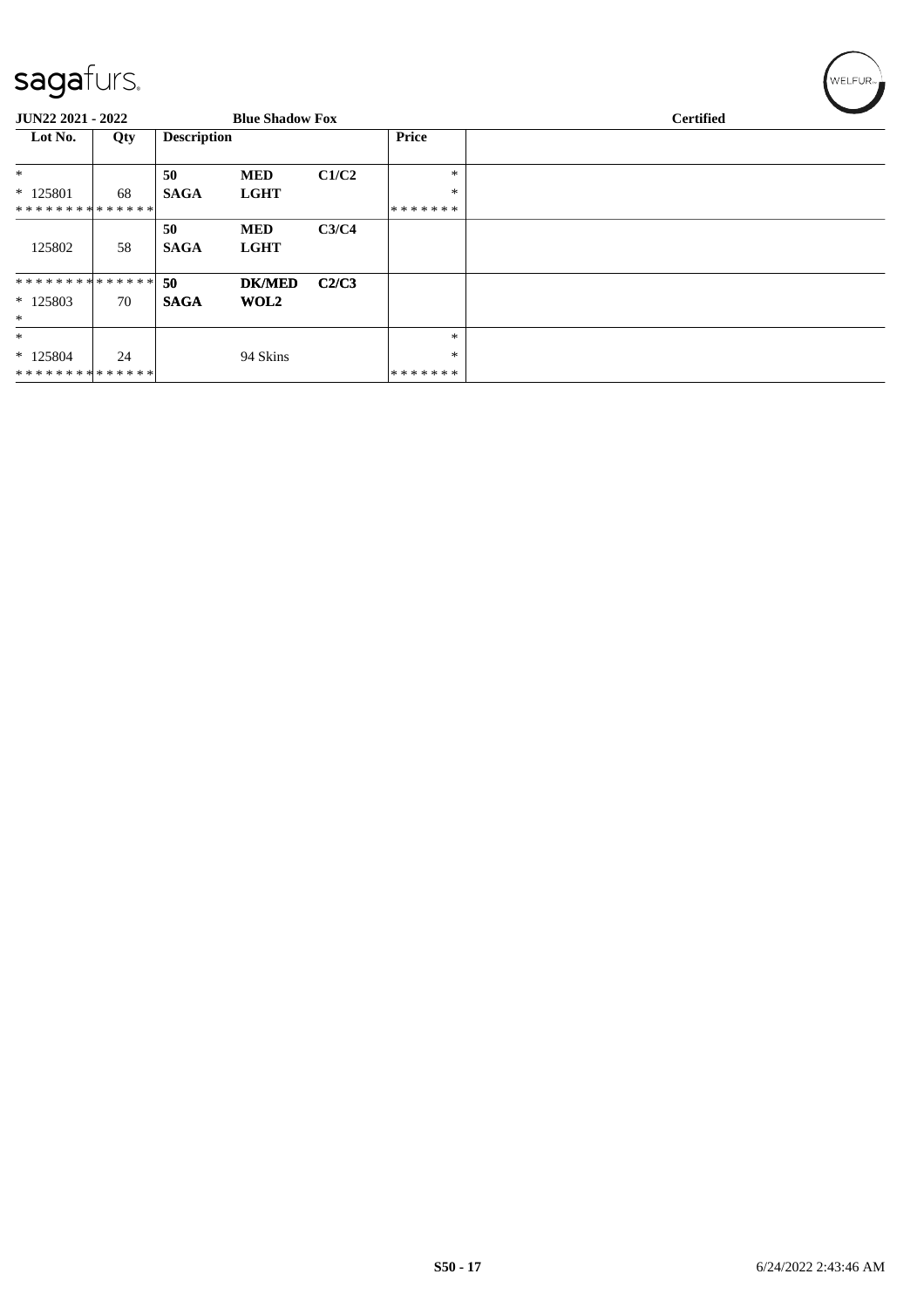**JUN22 2021 - 2022** **Blue Shadow Fox** **Certified**

| Lot No. | Qty | Description | | | Price | |
|---|---|---|---|---|---|---|
| * | | **50** | **MED** | **C1/C2** | * | |
| * 125801 | 68 | **SAGA** | **LGHT** | | * | |
| * * * * * * * * * * * * * * | | | | | * * * * * * * | |
| | | **50** | **MED** | **C3/C4** | | |
| 125802 | 58 | **SAGA** | **LGHT** | | | |
| * * * * * * * * * * * * * * | | **50** | **DK/MED** | **C2/C3** | | |
| * 125803 | 70 | **SAGA** | **WOL2** | | | |
| * | | | | | | |
| * | | | | | * | |
| * 125804 | 24 | | 94 Skins | | * | |
| * * * * * * * * * * * * * * | | | | | * * * * * * * | |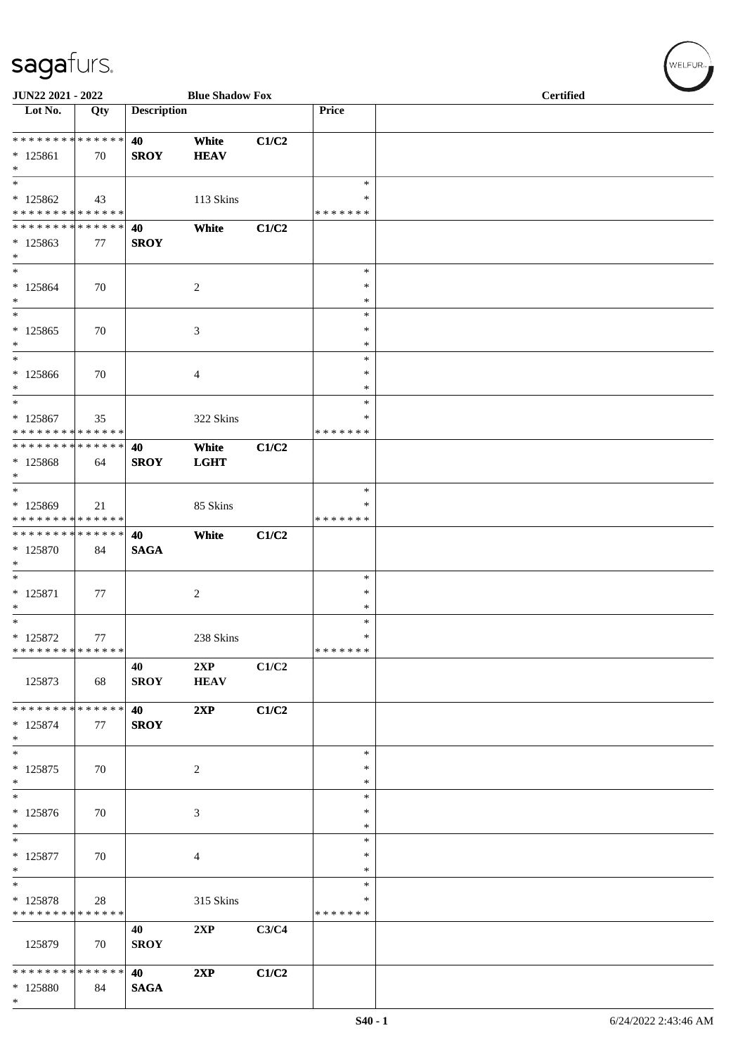| Lot No. | Qty | Description | | | Price | |
|---|---|---|---|---|---|---|
| * * * * * * * * * * * * * * | | 40 | White | C1/C2 | | |
| * 125861 | 70 | SROY | HEAV | | | |
| * | | | | | | |
| * | | | | | * | |
| * 125862 | 43 | | 113 Skins | | * | |
| * * * * * * * * * * * * * * | | | | | * * * * * * * | |
| * * * * * * * * * * * * * * | | 40 | White | C1/C2 | | |
| * 125863 | 77 | SROY | | | | |
| * | | | | | | |
| * | | | | | * | |
| * 125864 | 70 | | 2 | | * | |
| * | | | | | * | |
| * | | | | | * | |
| * 125865 | 70 | | 3 | | * | |
| * | | | | | * | |
| * | | | | | * | |
| * 125866 | 70 | | 4 | | * | |
| * | | | | | * | |
| * | | | | | * | |
| * 125867 | 35 | | 322 Skins | | * | |
| * * * * * * * * * * * * * * | | | | | * * * * * * * | |
| * * * * * * * * * * * * * * | | 40 | White | C1/C2 | | |
| * 125868 | 64 | SROY | LGHT | | | |
| * | | | | | | |
| * | | | | | * | |
| * 125869 | 21 | | 85 Skins | | * | |
| * * * * * * * * * * * * * * | | | | | * * * * * * * | |
| * * * * * * * * * * * * * * | | 40 | White | C1/C2 | | |
| * 125870 | 84 | SAGA | | | | |
| * | | | | | | |
| * | | | | | * | |
| * 125871 | 77 | | 2 | | * | |
| * | | | | | * | |
| * | | | | | * | |
| * 125872 | 77 | | 238 Skins | | * | |
| * * * * * * * * * * * * * * | | | | | * * * * * * * | |
| | | 40 | 2XP | C1/C2 | | |
| 125873 | 68 | SROY | HEAV | | | |
| * * * * * * * * * * * * * * | | 40 | 2XP | C1/C2 | | |
| * 125874 | 77 | SROY | | | | |
| * | | | | | | |
| * | | | | | * | |
| * 125875 | 70 | | 2 | | * | |
| * | | | | | * | |
| * | | | | | * | |
| * 125876 | 70 | | 3 | | * | |
| * | | | | | * | |
| * | | | | | * | |
| * 125877 | 70 | | 4 | | * | |
| * | | | | | * | |
| * | | | | | * | |
| * 125878 | 28 | | 315 Skins | | * | |
| * * * * * * * * * * * * * * | | | | | * * * * * * * | |
| | | 40 | 2XP | C3/C4 | | |
| 125879 | 70 | SROY | | | | |
| * * * * * * * * * * * * * * | | 40 | 2XP | C1/C2 | | |
| * 125880 | 84 | SAGA | | | | |
| * | | | | | | |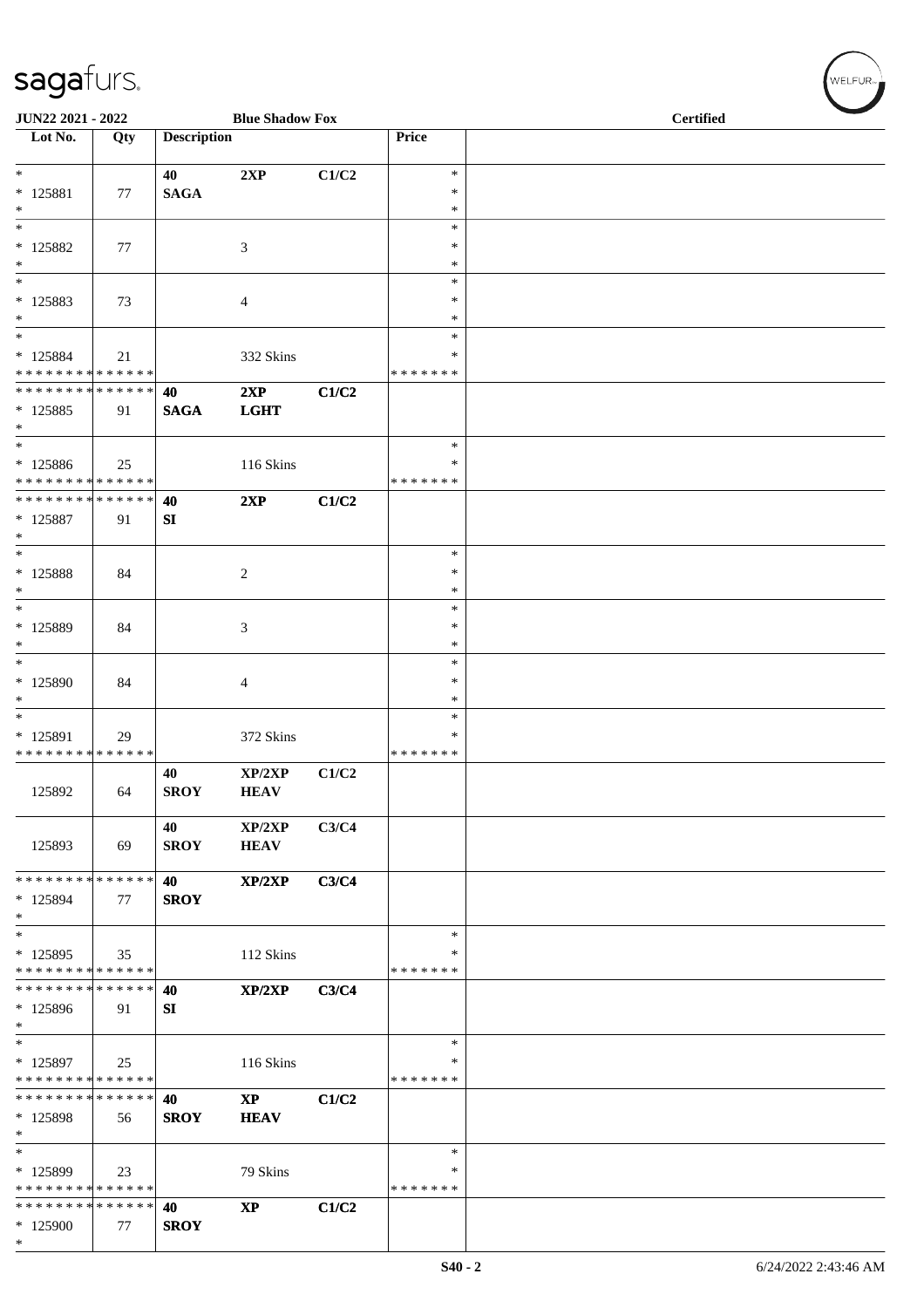JUN22 2021 - 2022 | Blue Shadow Fox | Certified

| Lot No. | Qty | Description | | | Price | |
|---|---|---|---|---|---|---|
| * | | 40 | 2XP | C1/C2 | * | |
| * 125881 | 77 | SAGA | | | * | |
| * | | | | | * | |
| * | | | | | * | |
| * 125882 | 77 | | 3 | | * | |
| * | | | | | * | |
| * | | | | | * | |
| * 125883 | 73 | | 4 | | * | |
| * | | | | | * | |
| * | | | | | * | |
| * 125884 | 21 | | 332 Skins | | * | |
| * * * * * * * * * * * * * * | | | | | * * * * * * * | |
| * * * * * * * * * * * * * * | | 40 | 2XP | C1/C2 | | |
| * 125885 | 91 | SAGA | LGHT | | | |
| * | | | | | | |
| * | | | | | * | |
| * 125886 | 25 | | 116 Skins | | * | |
| * * * * * * * * * * * * * * | | | | | * * * * * * * | |
| * * * * * * * * * * * * * * | | 40 | 2XP | C1/C2 | | |
| * 125887 | 91 | SI | | | | |
| * | | | | | | |
| * | | | | | * | |
| * 125888 | 84 | | 2 | | * | |
| * | | | | | * | |
| * | | | | | * | |
| * 125889 | 84 | | 3 | | * | |
| * | | | | | * | |
| * | | | | | * | |
| * 125890 | 84 | | 4 | | * | |
| * | | | | | * | |
| * | | | | | * | |
| * 125891 | 29 | | 372 Skins | | * | |
| * * * * * * * * * * * * * * | | | | | * * * * * * * | |
| | | 40 | XP/2XP | C1/C2 | | |
| 125892 | 64 | SROY | HEAV | | | |
| | | 40 | XP/2XP | C3/C4 | | |
| 125893 | 69 | SROY | HEAV | | | |
| * * * * * * * * * * * * * * | | 40 | XP/2XP | C3/C4 | | |
| * 125894 | 77 | SROY | | | | |
| * | | | | | | |
| * | | | | | * | |
| * 125895 | 35 | | 112 Skins | | * | |
| * * * * * * * * * * * * * * | | | | | * * * * * * * | |
| * * * * * * * * * * * * * * | | 40 | XP/2XP | C3/C4 | | |
| * 125896 | 91 | SI | | | | |
| * | | | | | | |
| * | | | | | * | |
| * 125897 | 25 | | 116 Skins | | * | |
| * * * * * * * * * * * * * * | | | | | * * * * * * * | |
| * * * * * * * * * * * * * * | | 40 | XP | C1/C2 | | |
| * 125898 | 56 | SROY | HEAV | | | |
| * | | | | | | |
| * | | | | | * | |
| * 125899 | 23 | | 79 Skins | | * | |
| * * * * * * * * * * * * * * | | | | | * * * * * * * | |
| * * * * * * * * * * * * * * | | 40 | XP | C1/C2 | | |
| * 125900 | 77 | SROY | | | | |
| * | | | | | | |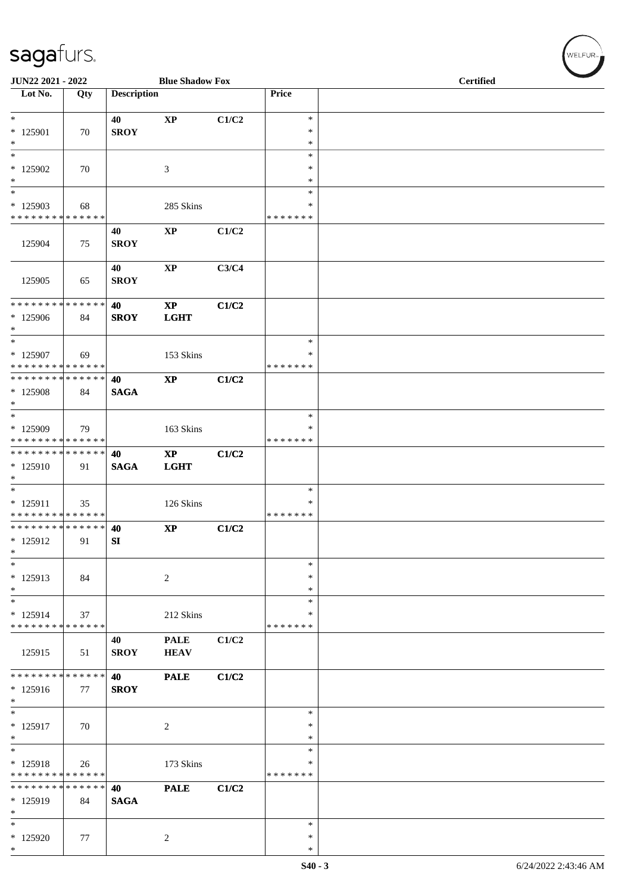JUN22 2021 - 2022 | Blue Shadow Fox | Certified

| Lot No. | Qty | Description | | | Price | |
|---|---|---|---|---|---|---|
| * 125901 * | 70 | 40 SROY | XP | C1/C2 | * * * | |
| * 125902 * | 70 | | 3 | | * * * | |
| * 125903 * * * * * * * * * * * * * * | 68 | | 285 Skins | | * * * * * * * * | |
| 125904 | 75 | 40 SROY | XP | C1/C2 | | |
| 125905 | 65 | 40 SROY | XP | C3/C4 | | |
| * * * * * * * * * * * * * * 125906 * | 84 | 40 SROY | XP LGHT | C1/C2 | | |
| * 125907 * * * * * * * * * * * * * * | 69 | | 153 Skins | | * * * * * * * * | |
| * * * * * * * * * * * * * * 125908 * | 84 | 40 SAGA | XP | C1/C2 | | |
| * 125909 * * * * * * * * * * * * * * | 79 | | 163 Skins | | * * * * * * * * | |
| * * * * * * * * * * * * * * 125910 * | 91 | 40 SAGA | XP LGHT | C1/C2 | | |
| * 125911 * * * * * * * * * * * * * * | 35 | | 126 Skins | | * * * * * * * * | |
| * * * * * * * * * * * * * * 125912 * | 91 | 40 SI | XP | C1/C2 | | |
| * 125913 * | 84 | | 2 | | * * * | |
| * 125914 * * * * * * * * * * * * * * | 37 | | 212 Skins | | * * * * * * * * | |
| 125915 | 51 | 40 SROY | PALE HEAV | C1/C2 | | |
| * * * * * * * * * * * * * * 125916 * | 77 | 40 SROY | PALE | C1/C2 | | |
| * 125917 * | 70 | | 2 | | * * * | |
| * 125918 * * * * * * * * * * * * * * | 26 | | 173 Skins | | * * * * * * * * | |
| * * * * * * * * * * * * * * 125919 * | 84 | 40 SAGA | PALE | C1/C2 | | |
| * 125920 * | 77 | | 2 | | * * * | |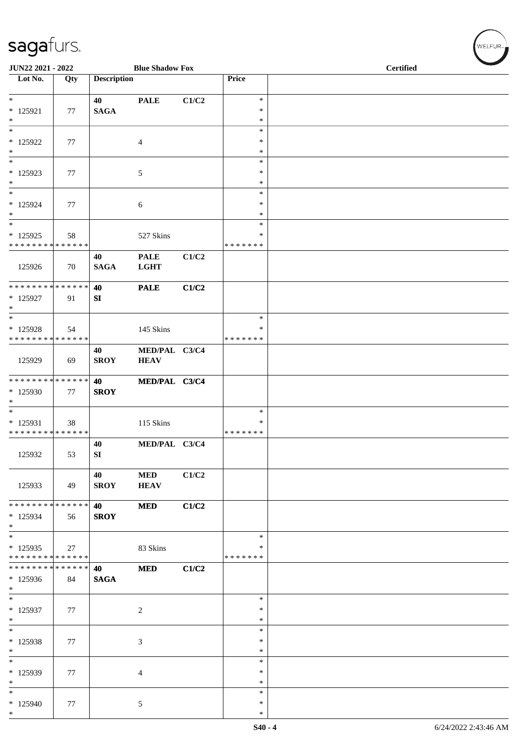JUN22 2021 - 2022 | Blue Shadow Fox | Certified

| Lot No. | Qty | Description | | | Price | |
|---|---|---|---|---|---|---|
| * <br> * 125921 <br> * | 77 | 40 <br> SAGA | PALE | C1/C2 | * <br> * <br> * | |
| * <br> * 125922 <br> * | 77 | | 4 | | * <br> * <br> * | |
| * <br> * 125923 <br> * | 77 | | 5 | | * <br> * <br> * | |
| * <br> * 125924 <br> * | 77 | | 6 | | * <br> * <br> * | |
| * <br> * 125925 <br> * * * * * * * * * * * * * * | 58 | | 527 Skins | | * <br> * <br> * * * * * * * | |
| 125926 | 70 | 40 <br> SAGA | PALE <br> LGHT | C1/C2 | | |
| * * * * * * * * * * * * * * <br> * 125927 <br> * | 91 | 40 <br> SI | PALE | C1/C2 | | |
| * <br> * 125928 <br> * * * * * * * * * * * * * * | 54 | | 145 Skins | | * <br> * <br> * * * * * * * | |
| 125929 | 69 | 40 <br> SROY | MED/PAL <br> HEAV | C3/C4 | | |
| * * * * * * * * * * * * * * <br> * 125930 <br> * | 77 | 40 <br> SROY | MED/PAL | C3/C4 | | |
| * <br> * 125931 <br> * * * * * * * * * * * * * * | 38 | | 115 Skins | | * <br> * <br> * * * * * * * | |
| 125932 | 53 | 40 <br> SI | MED/PAL | C3/C4 | | |
| 125933 | 49 | 40 <br> SROY | MED <br> HEAV | C1/C2 | | |
| * * * * * * * * * * * * * * <br> * 125934 <br> * | 56 | 40 <br> SROY | MED | C1/C2 | | |
| * <br> * 125935 <br> * * * * * * * * * * * * * * | 27 | | 83 Skins | | * <br> * <br> * * * * * * * | |
| * * * * * * * * * * * * * * <br> * 125936 <br> * | 84 | 40 <br> SAGA | MED | C1/C2 | | |
| * <br> * 125937 <br> * | 77 | | 2 | | * <br> * <br> * | |
| * <br> * 125938 <br> * | 77 | | 3 | | * <br> * <br> * | |
| * <br> * 125939 <br> * | 77 | | 4 | | * <br> * <br> * | |
| * <br> * 125940 <br> * | 77 | | 5 | | * <br> * <br> * | |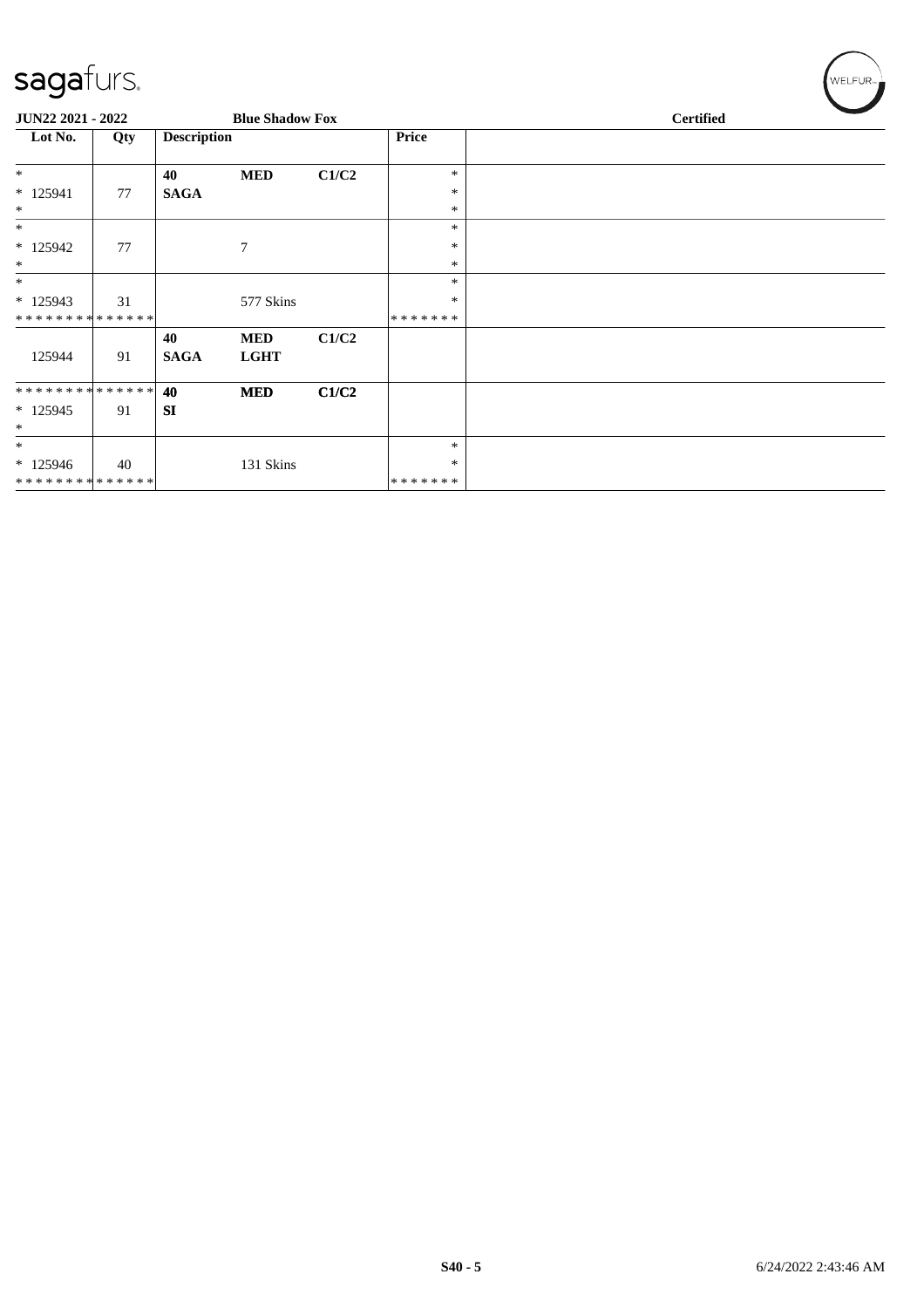**JUN22 2021 - 2022** | **Blue Shadow Fox** | **Certified**

| Lot No. | Qty | Description | | | Price | |
|---|---|---|---|---|---|---|
| * | | **40** | **MED** | **C1/C2** | * | |
| * 125941 | 77 | **SAGA** | | | * | |
| * | | | | | * | |
| * | | | | | * | |
| * 125942 | 77 | | 7 | | * | |
| * | | | | | * | |
| * | | | | | * | |
| * 125943 | 31 | | 577 Skins | | * | |
| * * * * * * * * * * * * * * | | | | | * * * * * * * | |
| | | **40** | **MED** | **C1/C2** | | |
| 125944 | 91 | **SAGA** | **LGHT** | | | |
| * * * * * * * * * * * * * * | | **40** | **MED** | **C1/C2** | | |
| * 125945 | 91 | **SI** | | | | |
| * | | | | | | |
| * | | | | | * | |
| * 125946 | 40 | | 131 Skins | | * | |
| * * * * * * * * * * * * * * | | | | | * * * * * * * | |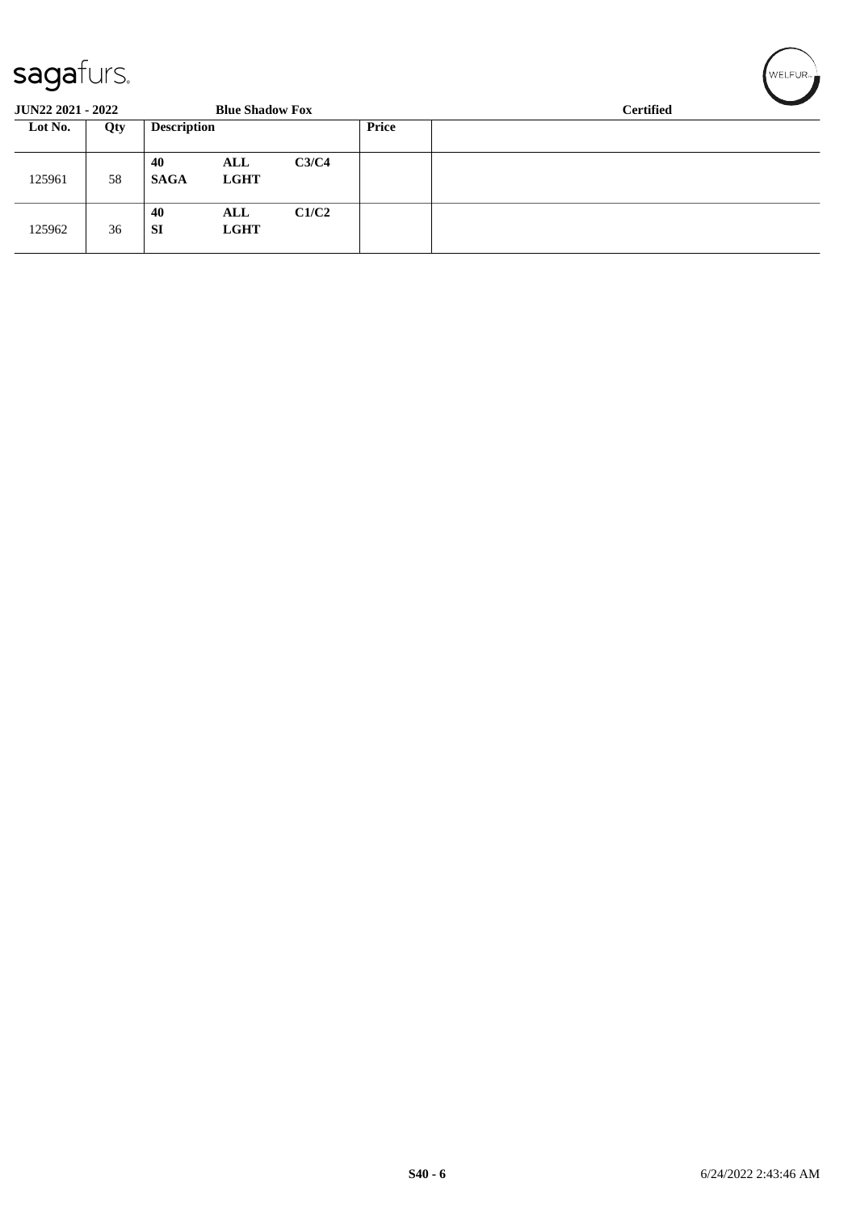**JUN22 2021 - 2022** **Blue Shadow Fox** **Certified**

| Lot No. | Qty | Description | | | Price | |
|---|---|---|---|---|---|---|
| 125961 | 58 | **40** **SAGA** | **ALL** **LGHT** | **C3/C4** | | |
| 125962 | 36 | **40** **SI** | **ALL** **LGHT** | **C1/C2** | | |